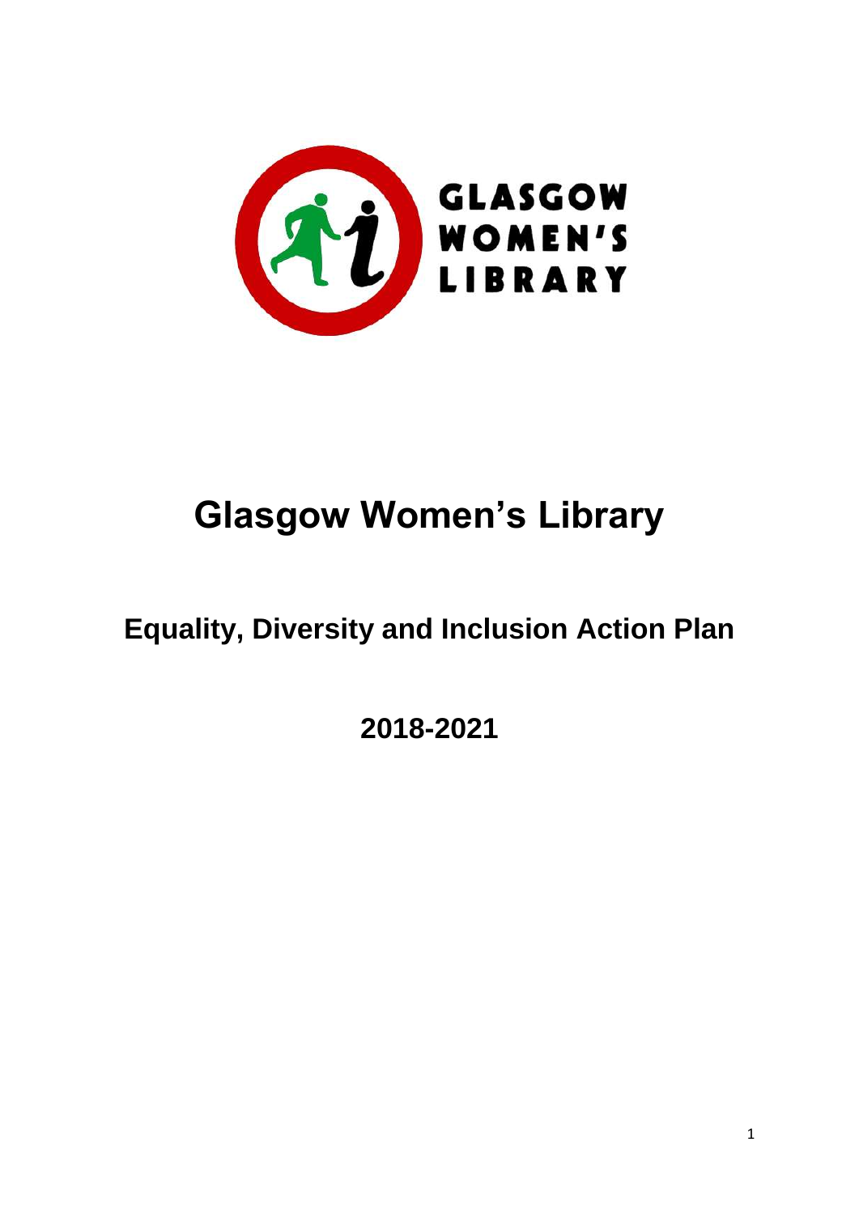# Glasgow Women's Library

## Equality, Diversity and Inclusion Action Plan

## 2018-2021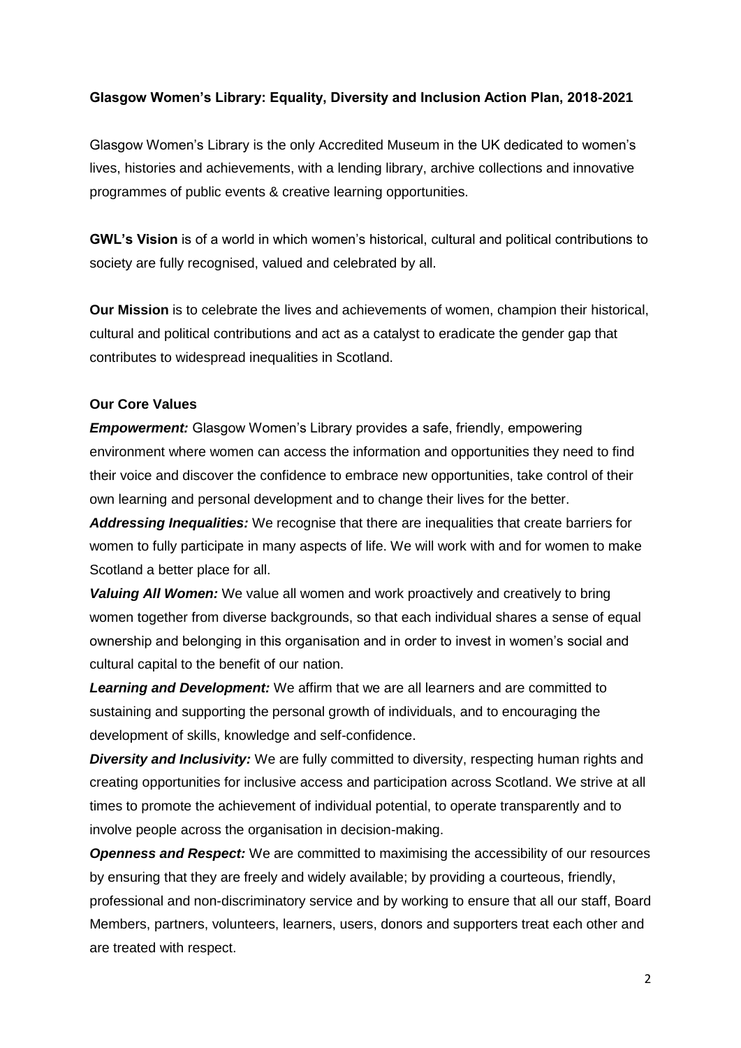**Glasgow Women's Library: Equality, Diversity and Inclusion Action Plan, 2018-2021**

Glasgow Women's Library is the only Accredited Museum in the UK dedicated to women's lives, histories and achievements, with a lending library, archive collections and innovative programmes of public events & creative learning opportunities.

**GWL's Vision** is of a world in which women's historical, cultural and political contributions to society are fully recognised, valued and celebrated by all.

**Our Mission** is to celebrate the lives and achievements of women, champion their historical, cultural and political contributions and act as a catalyst to eradicate the gender gap that contributes to widespread inequalities in Scotland.

**Our Core Values**

***Empowerment:*** Glasgow Women's Library provides a safe, friendly, empowering environment where women can access the information and opportunities they need to find their voice and discover the confidence to embrace new opportunities, take control of their own learning and personal development and to change their lives for the better.

***Addressing Inequalities:*** We recognise that there are inequalities that create barriers for women to fully participate in many aspects of life. We will work with and for women to make Scotland a better place for all.

***Valuing All Women:*** We value all women and work proactively and creatively to bring women together from diverse backgrounds, so that each individual shares a sense of equal ownership and belonging in this organisation and in order to invest in women's social and cultural capital to the benefit of our nation.

***Learning and Development:*** We affirm that we are all learners and are committed to sustaining and supporting the personal growth of individuals, and to encouraging the development of skills, knowledge and self-confidence.

***Diversity and Inclusivity:*** We are fully committed to diversity, respecting human rights and creating opportunities for inclusive access and participation across Scotland. We strive at all times to promote the achievement of individual potential, to operate transparently and to involve people across the organisation in decision-making.

***Openness and Respect:*** We are committed to maximising the accessibility of our resources by ensuring that they are freely and widely available; by providing a courteous, friendly, professional and non-discriminatory service and by working to ensure that all our staff, Board Members, partners, volunteers, learners, users, donors and supporters treat each other and are treated with respect.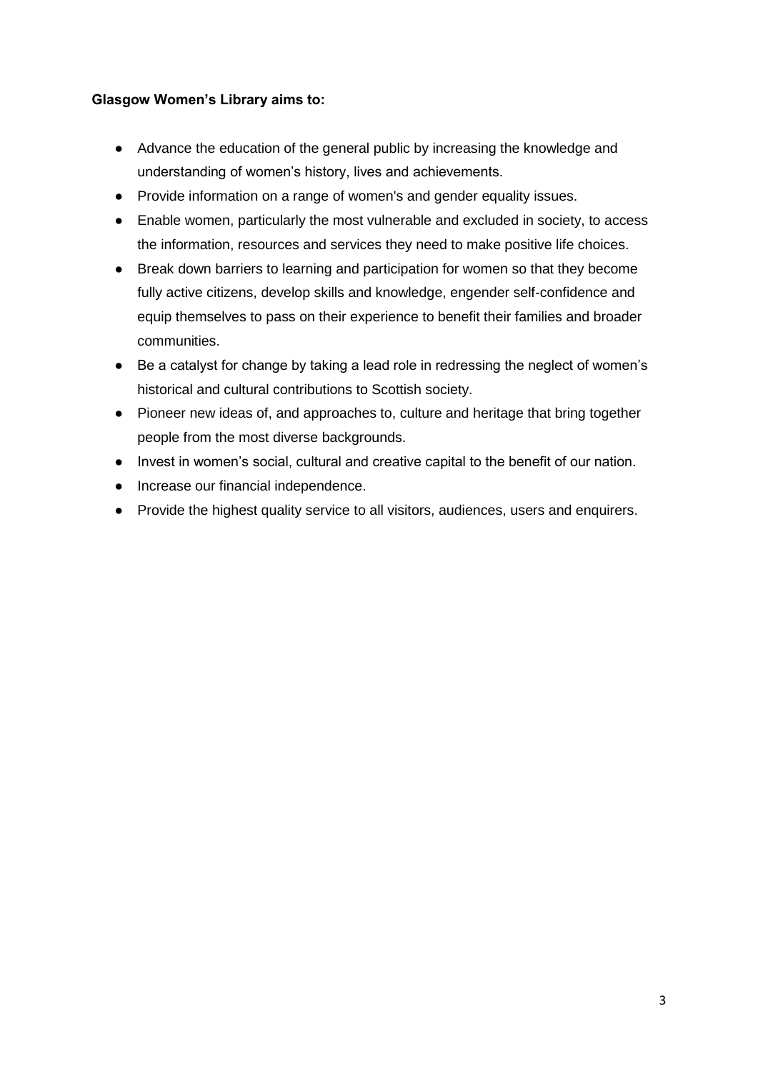**Glasgow Women's Library aims to:**

- Advance the education of the general public by increasing the knowledge and understanding of women's history, lives and achievements.
- Provide information on a range of women's and gender equality issues.
- Enable women, particularly the most vulnerable and excluded in society, to access the information, resources and services they need to make positive life choices.
- Break down barriers to learning and participation for women so that they become fully active citizens, develop skills and knowledge, engender self-confidence and equip themselves to pass on their experience to benefit their families and broader communities.
- Be a catalyst for change by taking a lead role in redressing the neglect of women's historical and cultural contributions to Scottish society.
- Pioneer new ideas of, and approaches to, culture and heritage that bring together people from the most diverse backgrounds.
- Invest in women's social, cultural and creative capital to the benefit of our nation.
- Increase our financial independence.
- Provide the highest quality service to all visitors, audiences, users and enquirers.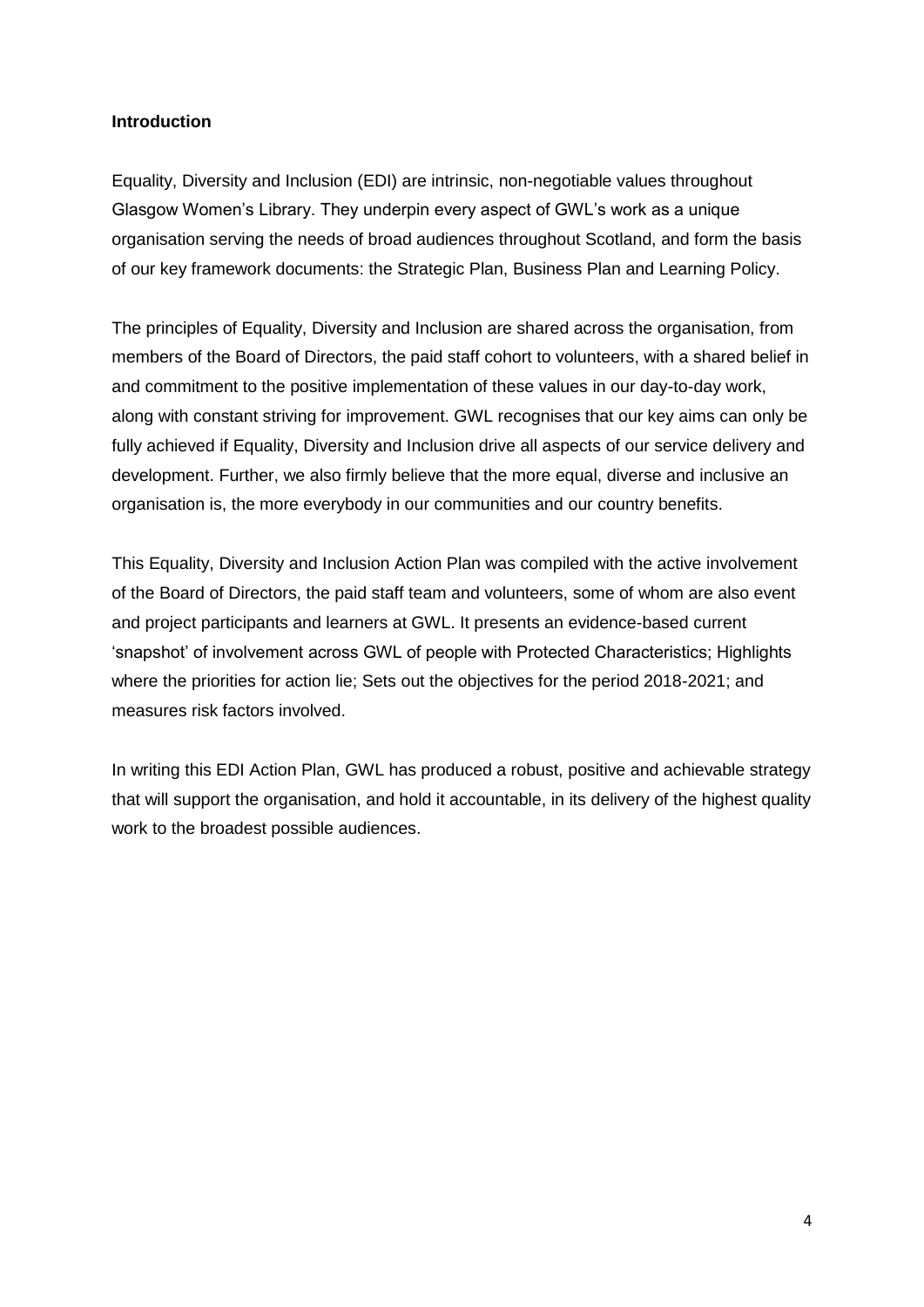**Introduction**

Equality, Diversity and Inclusion (EDI) are intrinsic, non-negotiable values throughout Glasgow Women's Library. They underpin every aspect of GWL's work as a unique organisation serving the needs of broad audiences throughout Scotland, and form the basis of our key framework documents: the Strategic Plan, Business Plan and Learning Policy.

The principles of Equality, Diversity and Inclusion are shared across the organisation, from members of the Board of Directors, the paid staff cohort to volunteers, with a shared belief in and commitment to the positive implementation of these values in our day-to-day work, along with constant striving for improvement. GWL recognises that our key aims can only be fully achieved if Equality, Diversity and Inclusion drive all aspects of our service delivery and development. Further, we also firmly believe that the more equal, diverse and inclusive an organisation is, the more everybody in our communities and our country benefits.

This Equality, Diversity and Inclusion Action Plan was compiled with the active involvement of the Board of Directors, the paid staff team and volunteers, some of whom are also event and project participants and learners at GWL. It presents an evidence-based current 'snapshot' of involvement across GWL of people with Protected Characteristics; Highlights where the priorities for action lie; Sets out the objectives for the period 2018-2021; and measures risk factors involved.

In writing this EDI Action Plan, GWL has produced a robust, positive and achievable strategy that will support the organisation, and hold it accountable, in its delivery of the highest quality work to the broadest possible audiences.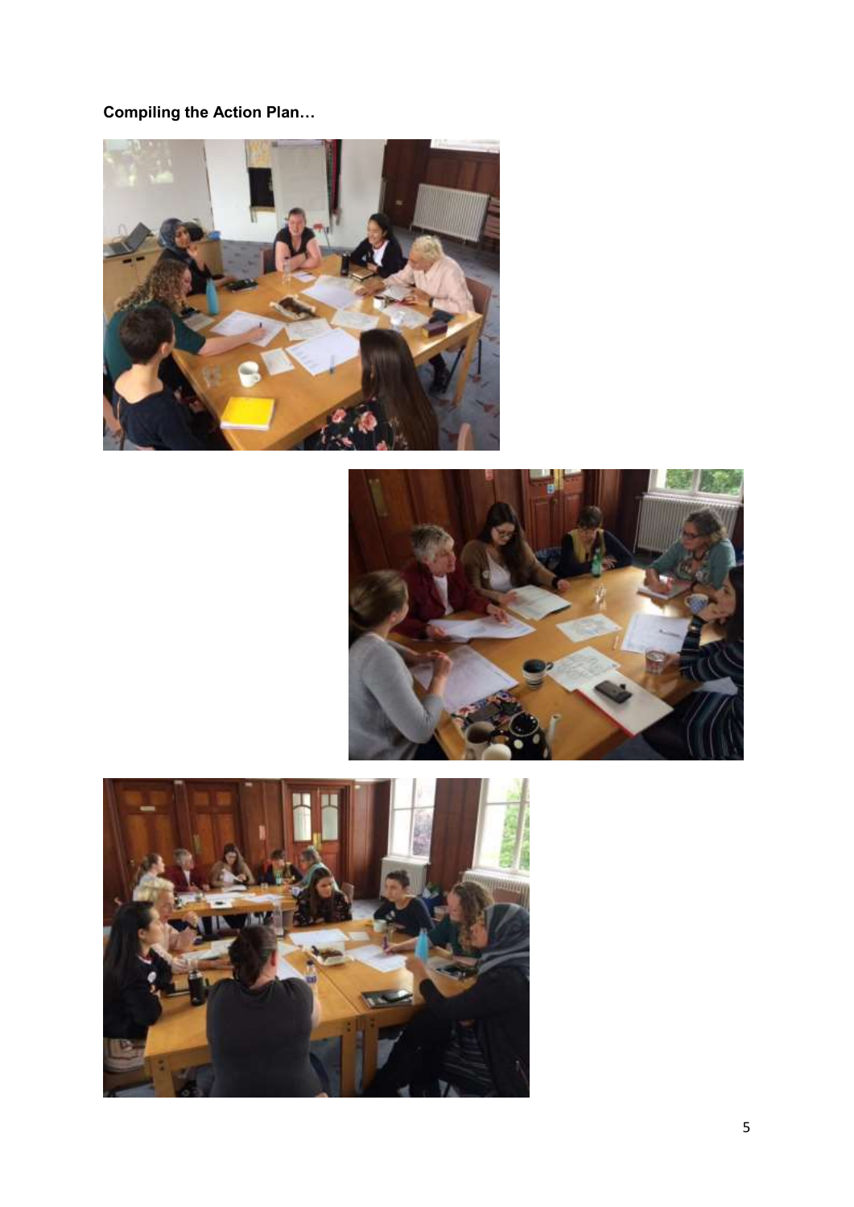**Compiling the Action Plan…**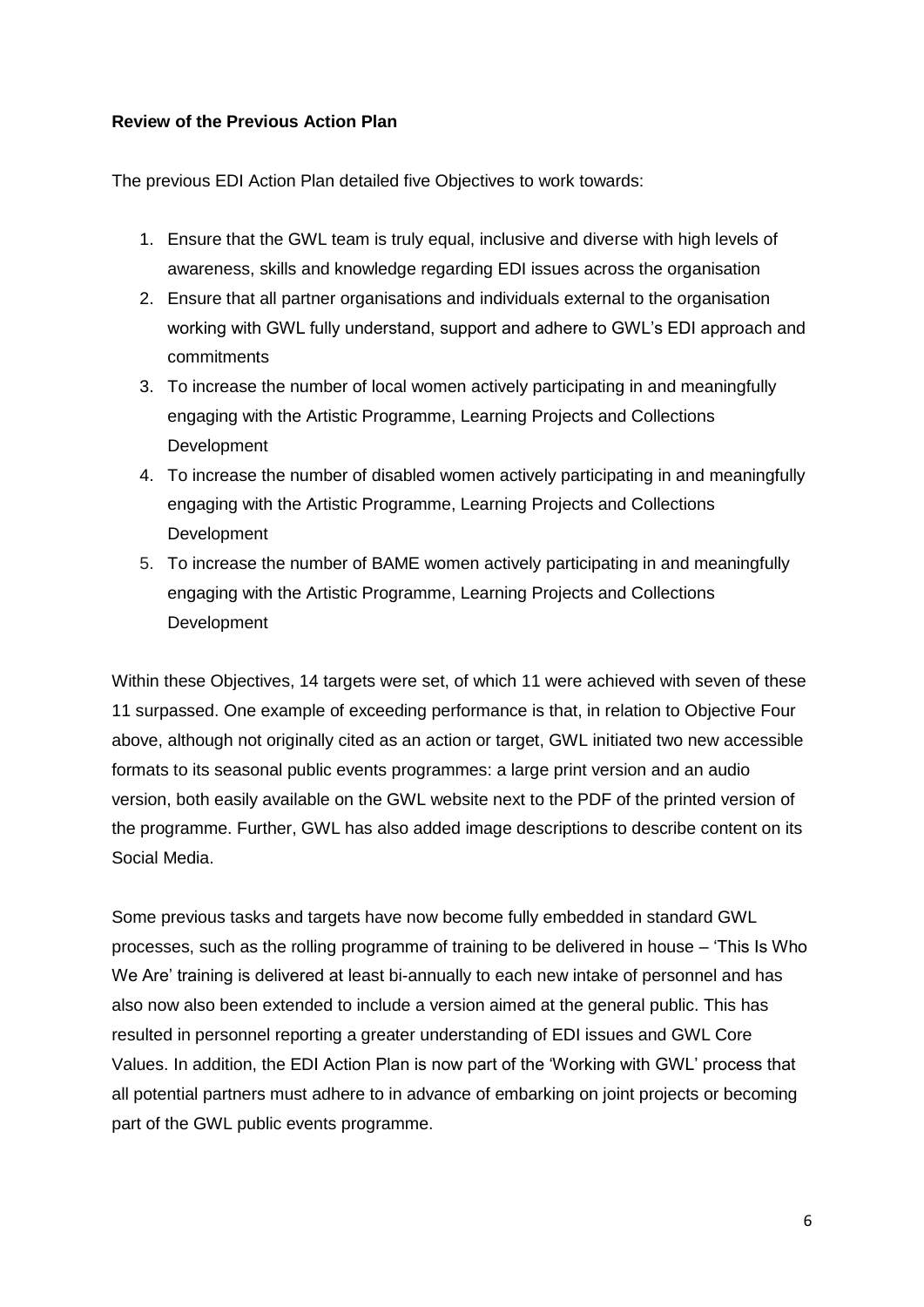**Review of the Previous Action Plan**

The previous EDI Action Plan detailed five Objectives to work towards:

1. Ensure that the GWL team is truly equal, inclusive and diverse with high levels of awareness, skills and knowledge regarding EDI issues across the organisation
2. Ensure that all partner organisations and individuals external to the organisation working with GWL fully understand, support and adhere to GWL's EDI approach and commitments
3. To increase the number of local women actively participating in and meaningfully engaging with the Artistic Programme, Learning Projects and Collections Development
4. To increase the number of disabled women actively participating in and meaningfully engaging with the Artistic Programme, Learning Projects and Collections Development
5. To increase the number of BAME women actively participating in and meaningfully engaging with the Artistic Programme, Learning Projects and Collections Development

Within these Objectives, 14 targets were set, of which 11 were achieved with seven of these 11 surpassed. One example of exceeding performance is that, in relation to Objective Four above, although not originally cited as an action or target, GWL initiated two new accessible formats to its seasonal public events programmes: a large print version and an audio version, both easily available on the GWL website next to the PDF of the printed version of the programme. Further, GWL has also added image descriptions to describe content on its Social Media.

Some previous tasks and targets have now become fully embedded in standard GWL processes, such as the rolling programme of training to be delivered in house – 'This Is Who We Are' training is delivered at least bi-annually to each new intake of personnel and has also now also been extended to include a version aimed at the general public. This has resulted in personnel reporting a greater understanding of EDI issues and GWL Core Values. In addition, the EDI Action Plan is now part of the 'Working with GWL' process that all potential partners must adhere to in advance of embarking on joint projects or becoming part of the GWL public events programme.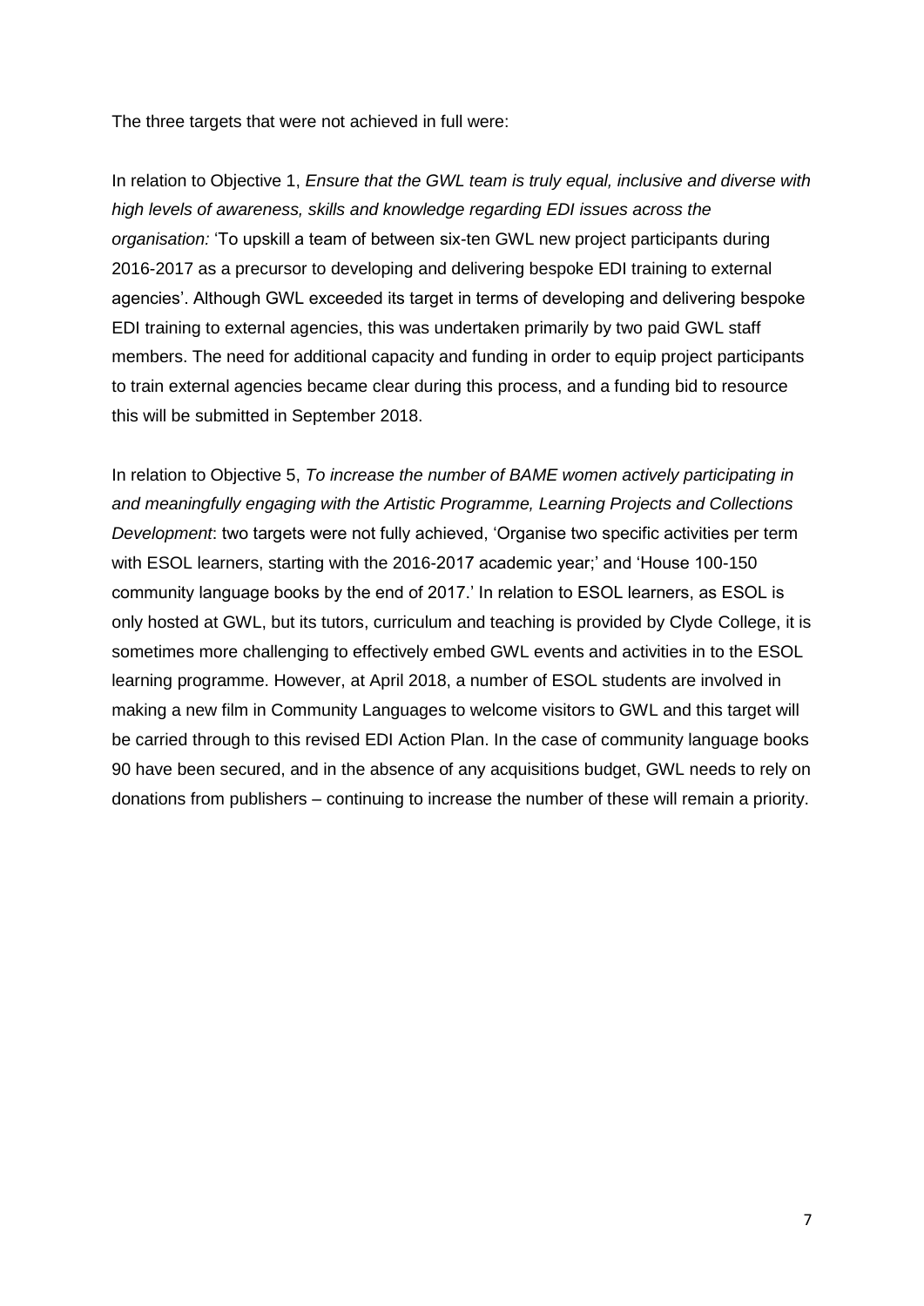The three targets that were not achieved in full were:

In relation to Objective 1, *Ensure that the GWL team is truly equal, inclusive and diverse with high levels of awareness, skills and knowledge regarding EDI issues across the organisation:* 'To upskill a team of between six-ten GWL new project participants during 2016-2017 as a precursor to developing and delivering bespoke EDI training to external agencies'. Although GWL exceeded its target in terms of developing and delivering bespoke EDI training to external agencies, this was undertaken primarily by two paid GWL staff members. The need for additional capacity and funding in order to equip project participants to train external agencies became clear during this process, and a funding bid to resource this will be submitted in September 2018.

In relation to Objective 5, *To increase the number of BAME women actively participating in and meaningfully engaging with the Artistic Programme, Learning Projects and Collections Development*: two targets were not fully achieved, 'Organise two specific activities per term with ESOL learners, starting with the 2016-2017 academic year;' and 'House 100-150 community language books by the end of 2017.' In relation to ESOL learners, as ESOL is only hosted at GWL, but its tutors, curriculum and teaching is provided by Clyde College, it is sometimes more challenging to effectively embed GWL events and activities in to the ESOL learning programme. However, at April 2018, a number of ESOL students are involved in making a new film in Community Languages to welcome visitors to GWL and this target will be carried through to this revised EDI Action Plan. In the case of community language books 90 have been secured, and in the absence of any acquisitions budget, GWL needs to rely on donations from publishers – continuing to increase the number of these will remain a priority.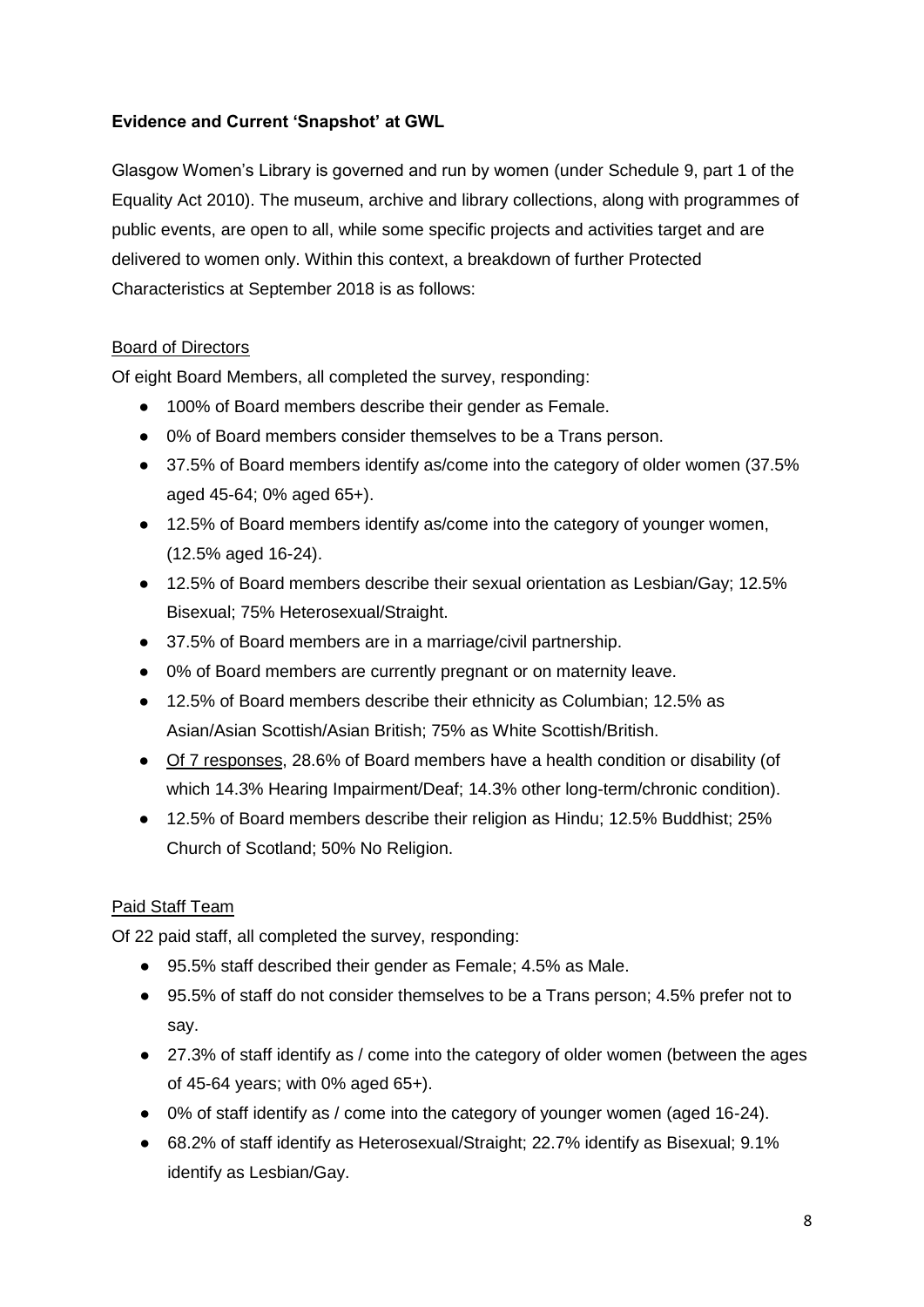**Evidence and Current 'Snapshot' at GWL**

Glasgow Women's Library is governed and run by women (under Schedule 9, part 1 of the Equality Act 2010). The museum, archive and library collections, along with programmes of public events, are open to all, while some specific projects and activities target and are delivered to women only. Within this context, a breakdown of further Protected Characteristics at September 2018 is as follows:

<u>Board of Directors</u>

Of eight Board Members, all completed the survey, responding:

- 100% of Board members describe their gender as Female.
- 0% of Board members consider themselves to be a Trans person.
- 37.5% of Board members identify as/come into the category of older women (37.5% aged 45-64; 0% aged 65+).
- 12.5% of Board members identify as/come into the category of younger women, (12.5% aged 16-24).
- 12.5% of Board members describe their sexual orientation as Lesbian/Gay; 12.5% Bisexual; 75% Heterosexual/Straight.
- 37.5% of Board members are in a marriage/civil partnership.
- 0% of Board members are currently pregnant or on maternity leave.
- 12.5% of Board members describe their ethnicity as Columbian; 12.5% as Asian/Asian Scottish/Asian British; 75% as White Scottish/British.
- <u>Of 7 responses</u>, 28.6% of Board members have a health condition or disability (of which 14.3% Hearing Impairment/Deaf; 14.3% other long-term/chronic condition).
- 12.5% of Board members describe their religion as Hindu; 12.5% Buddhist; 25% Church of Scotland; 50% No Religion.

<u>Paid Staff Team</u>

Of 22 paid staff, all completed the survey, responding:

- 95.5% staff described their gender as Female; 4.5% as Male.
- 95.5% of staff do not consider themselves to be a Trans person; 4.5% prefer not to say.
- 27.3% of staff identify as / come into the category of older women (between the ages of 45-64 years; with 0% aged 65+).
- 0% of staff identify as / come into the category of younger women (aged 16-24).
- 68.2% of staff identify as Heterosexual/Straight; 22.7% identify as Bisexual; 9.1% identify as Lesbian/Gay.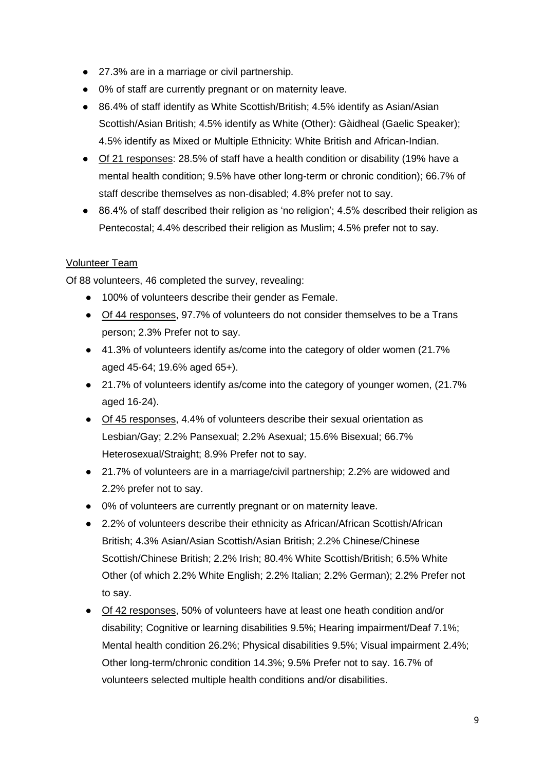- 27.3% are in a marriage or civil partnership.
- 0% of staff are currently pregnant or on maternity leave.
- 86.4% of staff identify as White Scottish/British; 4.5% identify as Asian/Asian Scottish/Asian British; 4.5% identify as White (Other): Gàidheal (Gaelic Speaker); 4.5% identify as Mixed or Multiple Ethnicity: White British and African-Indian.
- Of 21 responses: 28.5% of staff have a health condition or disability (19% have a mental health condition; 9.5% have other long-term or chronic condition); 66.7% of staff describe themselves as non-disabled; 4.8% prefer not to say.
- 86.4% of staff described their religion as 'no religion'; 4.5% described their religion as Pentecostal; 4.4% described their religion as Muslim; 4.5% prefer not to say.

Volunteer Team

Of 88 volunteers, 46 completed the survey, revealing:

- 100% of volunteers describe their gender as Female.
- Of 44 responses, 97.7% of volunteers do not consider themselves to be a Trans person; 2.3% Prefer not to say.
- 41.3% of volunteers identify as/come into the category of older women (21.7% aged 45-64; 19.6% aged 65+).
- 21.7% of volunteers identify as/come into the category of younger women, (21.7% aged 16-24).
- Of 45 responses, 4.4% of volunteers describe their sexual orientation as Lesbian/Gay; 2.2% Pansexual; 2.2% Asexual; 15.6% Bisexual; 66.7% Heterosexual/Straight; 8.9% Prefer not to say.
- 21.7% of volunteers are in a marriage/civil partnership; 2.2% are widowed and 2.2% prefer not to say.
- 0% of volunteers are currently pregnant or on maternity leave.
- 2.2% of volunteers describe their ethnicity as African/African Scottish/African British; 4.3% Asian/Asian Scottish/Asian British; 2.2% Chinese/Chinese Scottish/Chinese British; 2.2% Irish; 80.4% White Scottish/British; 6.5% White Other (of which 2.2% White English; 2.2% Italian; 2.2% German); 2.2% Prefer not to say.
- Of 42 responses, 50% of volunteers have at least one heath condition and/or disability; Cognitive or learning disabilities 9.5%; Hearing impairment/Deaf 7.1%; Mental health condition 26.2%; Physical disabilities 9.5%; Visual impairment 2.4%; Other long-term/chronic condition 14.3%; 9.5% Prefer not to say. 16.7% of volunteers selected multiple health conditions and/or disabilities.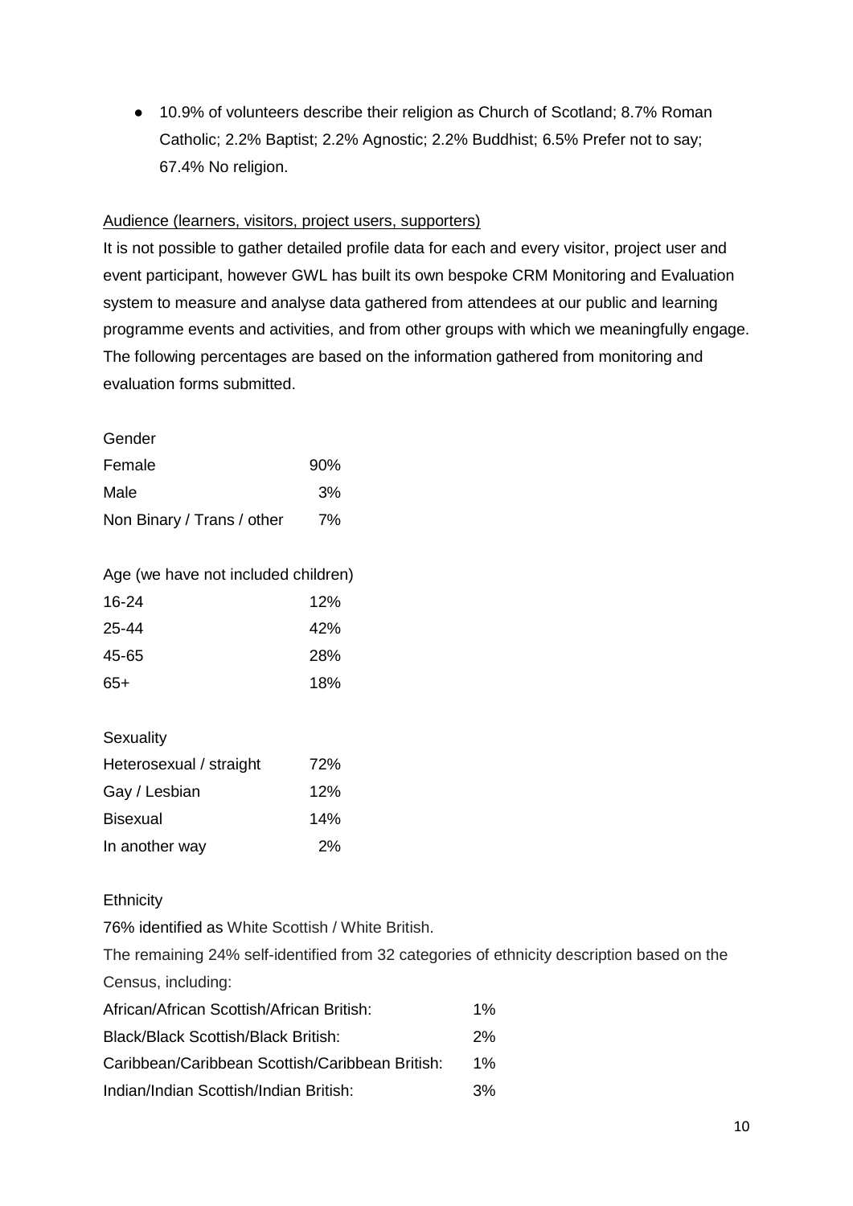- 10.9% of volunteers describe their religion as Church of Scotland; 8.7% Roman Catholic; 2.2% Baptist; 2.2% Agnostic; 2.2% Buddhist; 6.5% Prefer not to say; 67.4% No religion.

Audience (learners, visitors, project users, supporters)

It is not possible to gather detailed profile data for each and every visitor, project user and event participant, however GWL has built its own bespoke CRM Monitoring and Evaluation system to measure and analyse data gathered from attendees at our public and learning programme events and activities, and from other groups with which we meaningfully engage. The following percentages are based on the information gathered from monitoring and evaluation forms submitted.

| Gender | |
|---|---|
| Female | 90% |
| Male | 3% |
| Non Binary / Trans / other | 7% |

| Age (we have not included children) | |
|---|---|
| 16-24 | 12% |
| 25-44 | 42% |
| 45-65 | 28% |
| 65+ | 18% |

| Sexuality | |
|---|---|
| Heterosexual / straight | 72% |
| Gay / Lesbian | 12% |
| Bisexual | 14% |
| In another way | 2% |

Ethnicity

76% identified as White Scottish / White British.

The remaining 24% self-identified from 32 categories of ethnicity description based on the Census, including:

| | |
|---|---|
| African/African Scottish/African British: | 1% |
| Black/Black Scottish/Black British: | 2% |
| Caribbean/Caribbean Scottish/Caribbean British: | 1% |
| Indian/Indian Scottish/Indian British: | 3% |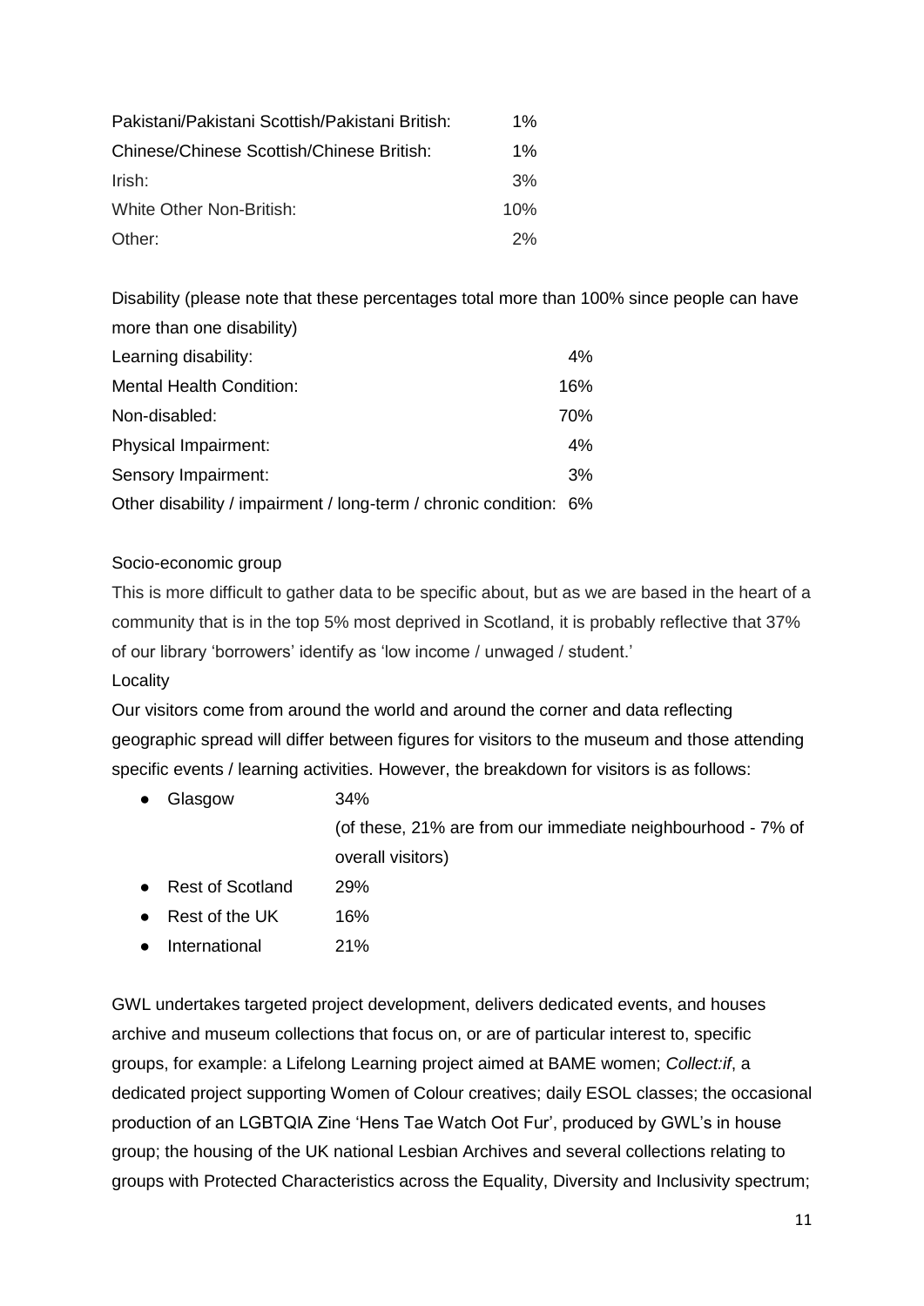| | |
|---|---|
| Pakistani/Pakistani Scottish/Pakistani British: | 1% |
| Chinese/Chinese Scottish/Chinese British: | 1% |
| Irish: | 3% |
| White Other Non-British: | 10% |
| Other: | 2% |

Disability (please note that these percentages total more than 100% since people can have more than one disability)

| | |
|---|---|
| Learning disability: | 4% |
| Mental Health Condition: | 16% |
| Non-disabled: | 70% |
| Physical Impairment: | 4% |
| Sensory Impairment: | 3% |
| Other disability / impairment / long-term / chronic condition: | 6% |

Socio-economic group

This is more difficult to gather data to be specific about, but as we are based in the heart of a community that is in the top 5% most deprived in Scotland, it is probably reflective that 37% of our library 'borrowers' identify as 'low income / unwaged / student.'

Locality

Our visitors come from around the world and around the corner and data reflecting geographic spread will differ between figures for visitors to the museum and those attending specific events / learning activities. However, the breakdown for visitors is as follows:

- Glasgow 34% (of these, 21% are from our immediate neighbourhood - 7% of overall visitors)
- Rest of Scotland 29%
- Rest of the UK 16%
- International 21%

GWL undertakes targeted project development, delivers dedicated events, and houses archive and museum collections that focus on, or are of particular interest to, specific groups, for example: a Lifelong Learning project aimed at BAME women; *Collect:if*, a dedicated project supporting Women of Colour creatives; daily ESOL classes; the occasional production of an LGBTQIA Zine 'Hens Tae Watch Oot Fur', produced by GWL's in house group; the housing of the UK national Lesbian Archives and several collections relating to groups with Protected Characteristics across the Equality, Diversity and Inclusivity spectrum;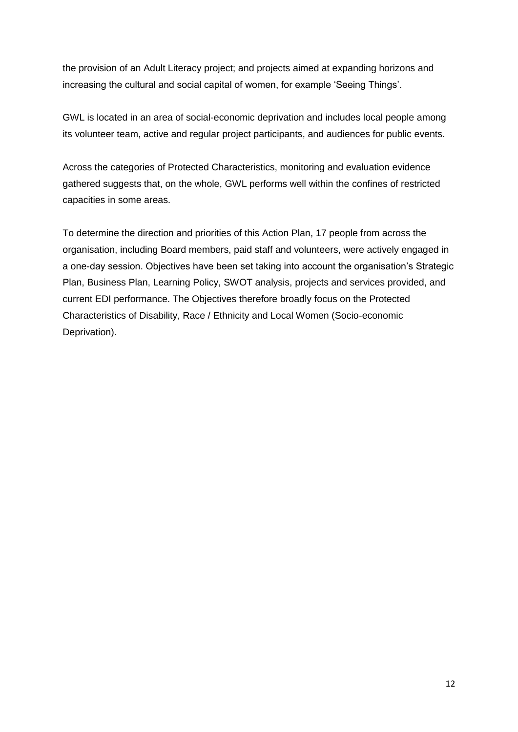the provision of an Adult Literacy project; and projects aimed at expanding horizons and increasing the cultural and social capital of women, for example 'Seeing Things'.

GWL is located in an area of social-economic deprivation and includes local people among its volunteer team, active and regular project participants, and audiences for public events.

Across the categories of Protected Characteristics, monitoring and evaluation evidence gathered suggests that, on the whole, GWL performs well within the confines of restricted capacities in some areas.

To determine the direction and priorities of this Action Plan, 17 people from across the organisation, including Board members, paid staff and volunteers, were actively engaged in a one-day session. Objectives have been set taking into account the organisation's Strategic Plan, Business Plan, Learning Policy, SWOT analysis, projects and services provided, and current EDI performance. The Objectives therefore broadly focus on the Protected Characteristics of Disability, Race / Ethnicity and Local Women (Socio-economic Deprivation).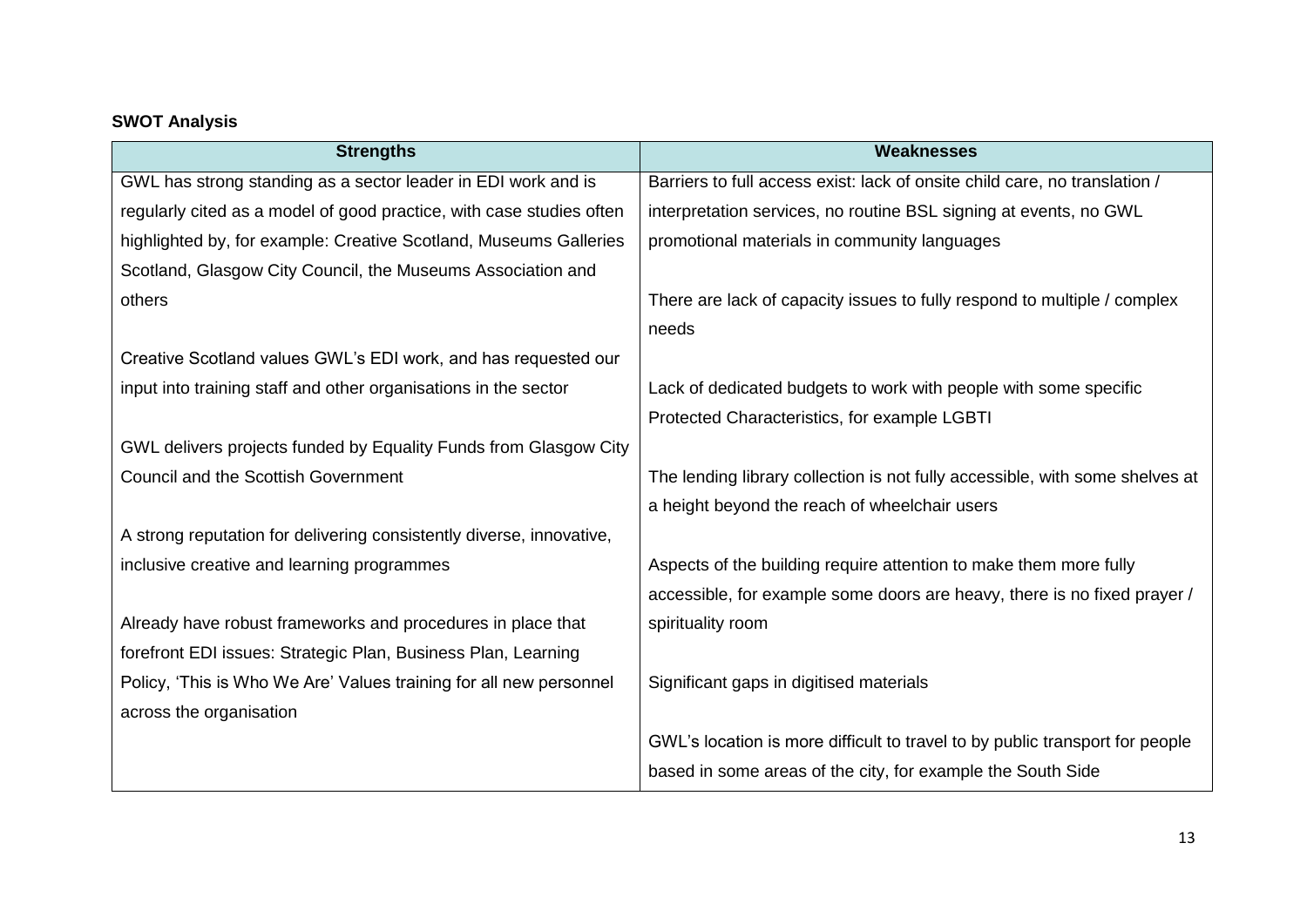**SWOT Analysis**

| Strengths | Weaknesses |
|---|---|
| GWL has strong standing as a sector leader in EDI work and is regularly cited as a model of good practice, with case studies often highlighted by, for example: Creative Scotland, Museums Galleries Scotland, Glasgow City Council, the Museums Association and others | Barriers to full access exist: lack of onsite child care, no translation / interpretation services, no routine BSL signing at events, no GWL promotional materials in community languages |
| Creative Scotland values GWL's EDI work, and has requested our input into training staff and other organisations in the sector | There are lack of capacity issues to fully respond to multiple / complex needs |
| GWL delivers projects funded by Equality Funds from Glasgow City Council and the Scottish Government | Lack of dedicated budgets to work with people with some specific Protected Characteristics, for example LGBTI |
| A strong reputation for delivering consistently diverse, innovative, inclusive creative and learning programmes | The lending library collection is not fully accessible, with some shelves at a height beyond the reach of wheelchair users |
| Already have robust frameworks and procedures in place that forefront EDI issues: Strategic Plan, Business Plan, Learning Policy, 'This is Who We Are' Values training for all new personnel across the organisation | Aspects of the building require attention to make them more fully accessible, for example some doors are heavy, there is no fixed prayer / spirituality room |
| | Significant gaps in digitised materials |
| | GWL's location is more difficult to travel to by public transport for people based in some areas of the city, for example the South Side |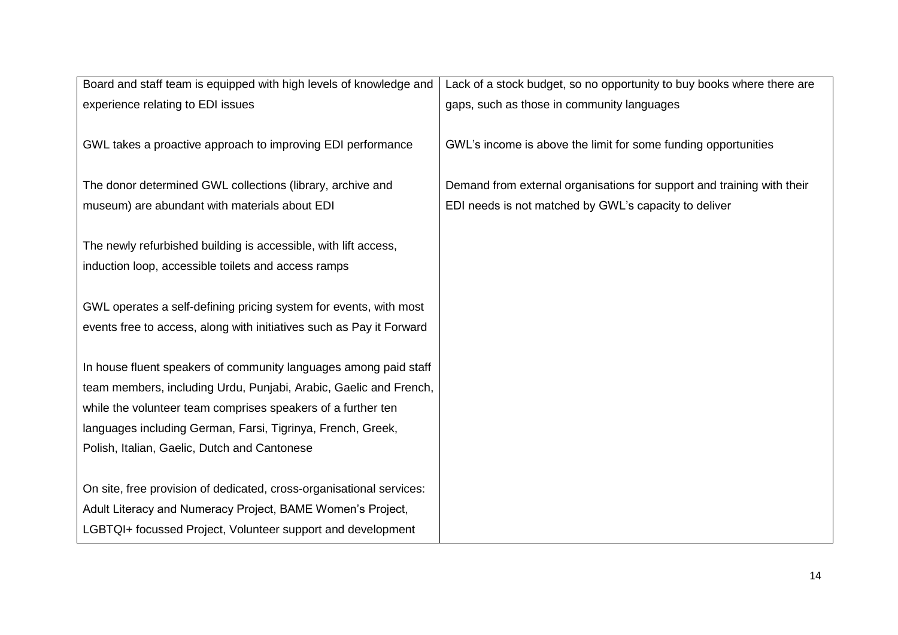| | |
|---|---|
| Board and staff team is equipped with high levels of knowledge and experience relating to EDI issues | Lack of a stock budget, so no opportunity to buy books where there are gaps, such as those in community languages |
| GWL takes a proactive approach to improving EDI performance | GWL's income is above the limit for some funding opportunities |
| The donor determined GWL collections (library, archive and museum) are abundant with materials about EDI | Demand from external organisations for support and training with their EDI needs is not matched by GWL's capacity to deliver |
| The newly refurbished building is accessible, with lift access, induction loop, accessible toilets and access ramps | |
| GWL operates a self-defining pricing system for events, with most events free to access, along with initiatives such as Pay it Forward | |
| In house fluent speakers of community languages among paid staff team members, including Urdu, Punjabi, Arabic, Gaelic and French, while the volunteer team comprises speakers of a further ten languages including German, Farsi, Tigrinya, French, Greek, Polish, Italian, Gaelic, Dutch and Cantonese | |
| On site, free provision of dedicated, cross-organisational services: Adult Literacy and Numeracy Project, BAME Women's Project, LGBTQI+ focussed Project, Volunteer support and development | |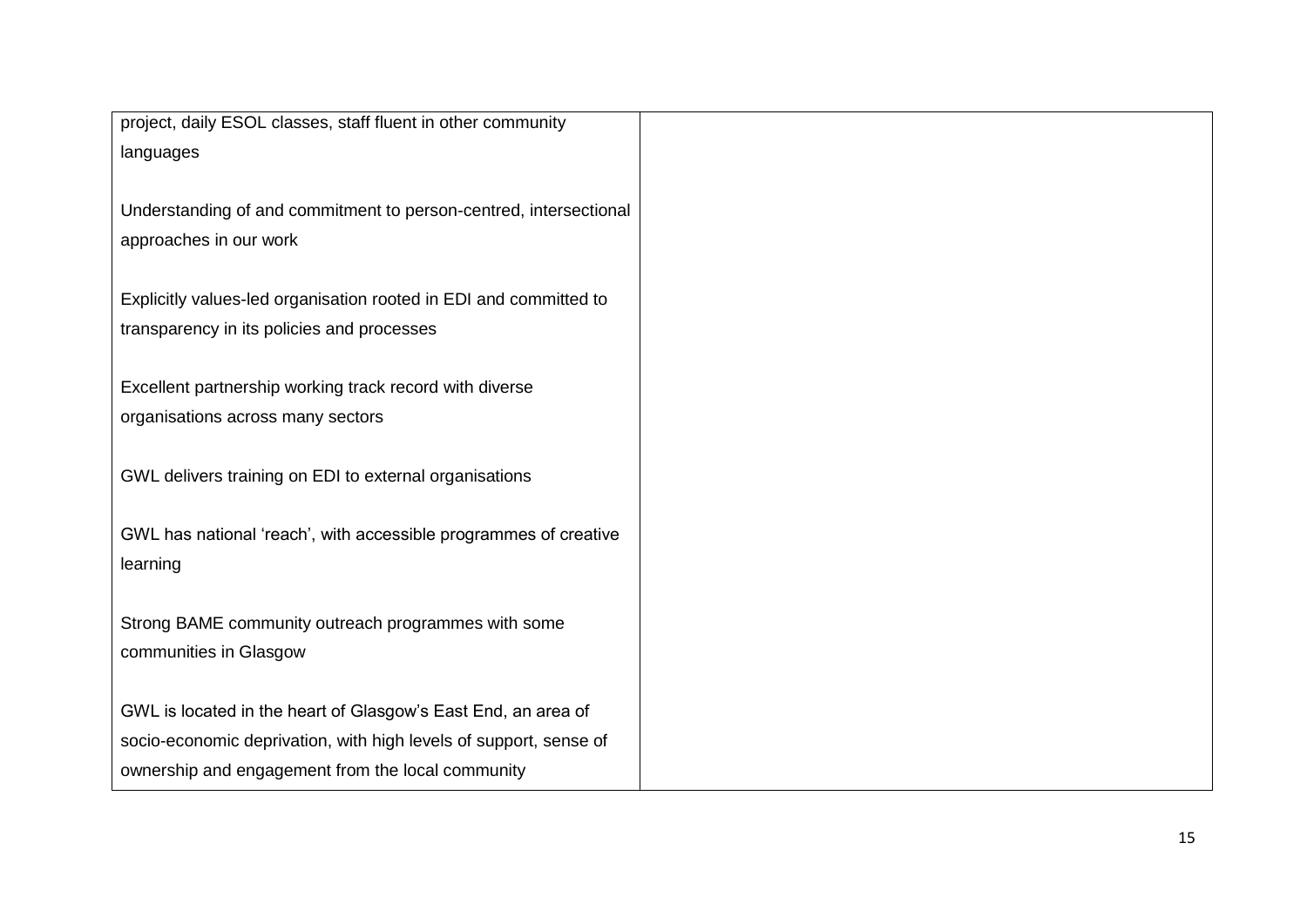| | |
|---|---|
| project, daily ESOL classes, staff fluent in other community languages<br><br>Understanding of and commitment to person-centred, intersectional approaches in our work<br><br>Explicitly values-led organisation rooted in EDI and committed to transparency in its policies and processes<br><br>Excellent partnership working track record with diverse organisations across many sectors<br><br>GWL delivers training on EDI to external organisations<br><br>GWL has national 'reach', with accessible programmes of creative learning<br><br>Strong BAME community outreach programmes with some communities in Glasgow<br><br>GWL is located in the heart of Glasgow's East End, an area of socio-economic deprivation, with high levels of support, sense of ownership and engagement from the local community | |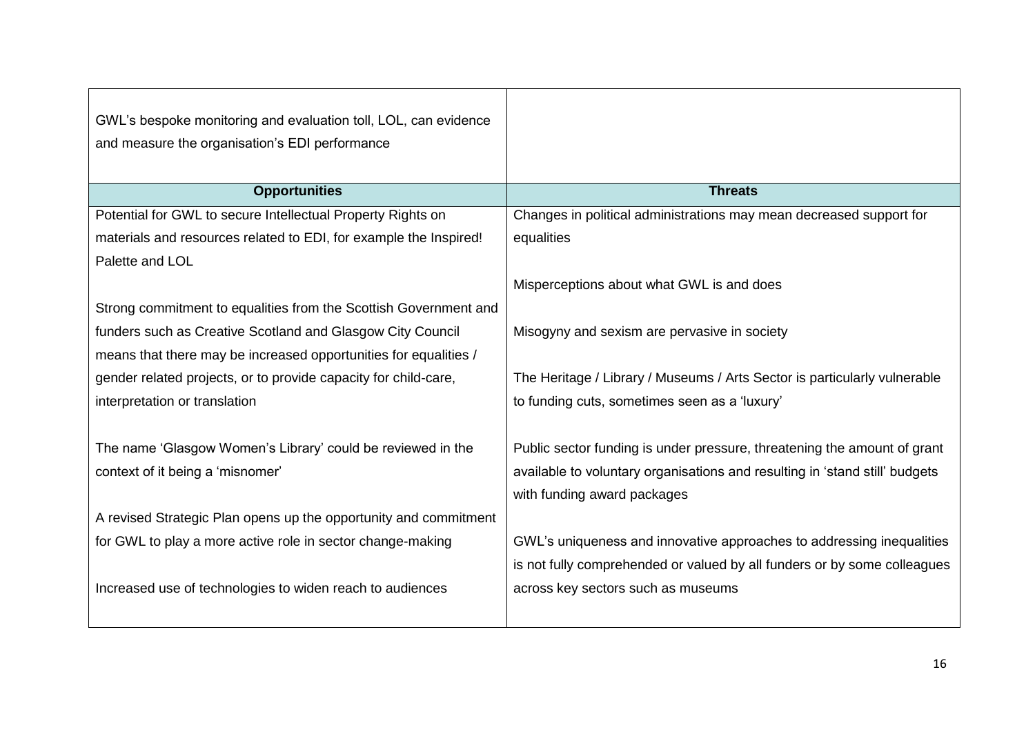| | |
|---|---|
| GWL's bespoke monitoring and evaluation toll, LOL, can evidence and measure the organisation's EDI performance | |
| **Opportunities** | **Threats** |
| Potential for GWL to secure Intellectual Property Rights on materials and resources related to EDI, for example the Inspired! Palette and LOL<br><br>Strong commitment to equalities from the Scottish Government and funders such as Creative Scotland and Glasgow City Council means that there may be increased opportunities for equalities / gender related projects, or to provide capacity for child-care, interpretation or translation<br><br>The name 'Glasgow Women's Library' could be reviewed in the context of it being a 'misnomer'<br><br>A revised Strategic Plan opens up the opportunity and commitment for GWL to play a more active role in sector change-making<br><br>Increased use of technologies to widen reach to audiences | Changes in political administrations may mean decreased support for equalities<br><br>Misperceptions about what GWL is and does<br><br>Misogyny and sexism are pervasive in society<br><br>The Heritage / Library / Museums / Arts Sector is particularly vulnerable to funding cuts, sometimes seen as a 'luxury'<br><br>Public sector funding is under pressure, threatening the amount of grant available to voluntary organisations and resulting in 'stand still' budgets with funding award packages<br><br>GWL's uniqueness and innovative approaches to addressing inequalities is not fully comprehended or valued by all funders or by some colleagues across key sectors such as museums |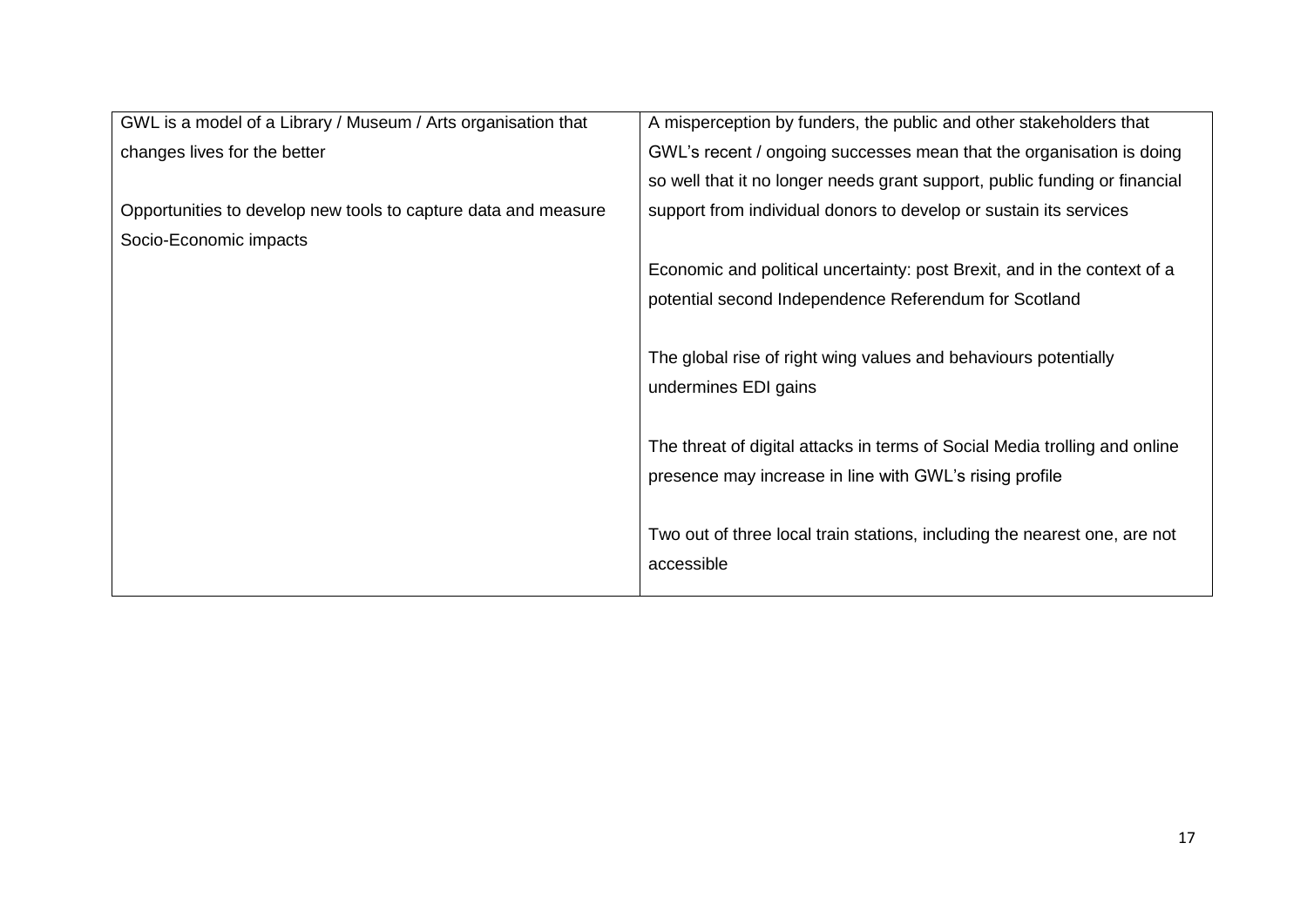| | |
|---|---|
| GWL is a model of a Library / Museum / Arts organisation that changes lives for the better<br><br>Opportunities to develop new tools to capture data and measure Socio-Economic impacts | A misperception by funders, the public and other stakeholders that GWL's recent / ongoing successes mean that the organisation is doing so well that it no longer needs grant support, public funding or financial support from individual donors to develop or sustain its services<br><br>Economic and political uncertainty: post Brexit, and in the context of a potential second Independence Referendum for Scotland<br><br>The global rise of right wing values and behaviours potentially undermines EDI gains<br><br>The threat of digital attacks in terms of Social Media trolling and online presence may increase in line with GWL's rising profile<br><br>Two out of three local train stations, including the nearest one, are not accessible |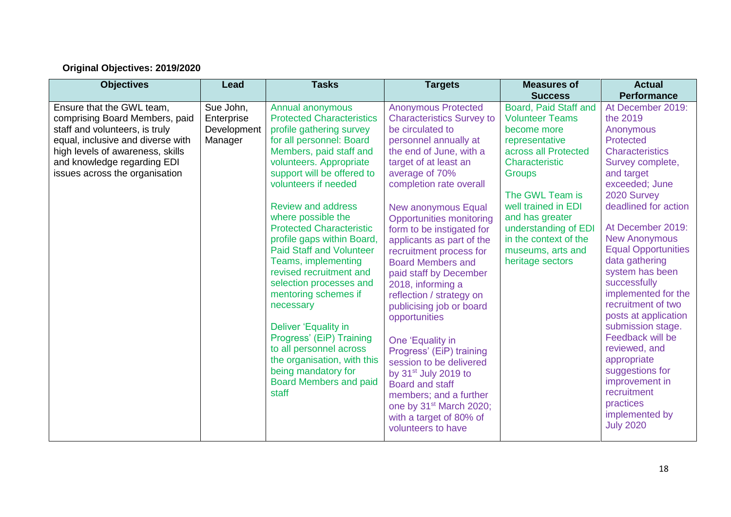**Original Objectives: 2019/2020**

| Objectives | Lead | Tasks | Targets | Measures of Success | Actual Performance |
|---|---|---|---|---|---|
| Ensure that the GWL team, comprising Board Members, paid staff and volunteers, is truly equal, inclusive and diverse with high levels of awareness, skills and knowledge regarding EDI issues across the organisation | Sue John, Enterprise Development Manager | Annual anonymous Protected Characteristics profile gathering survey for all personnel: Board Members, paid staff and volunteers. Appropriate support will be offered to volunteers if needed<br><br>Review and address where possible the Protected Characteristic profile gaps within Board, Paid Staff and Volunteer Teams, implementing revised recruitment and selection processes and mentoring schemes if necessary<br><br>Deliver 'Equality in Progress' (EiP) Training to all personnel across the organisation, with this being mandatory for Board Members and paid staff | Anonymous Protected Characteristics Survey to be circulated to personnel annually at the end of June, with a target of at least an average of 70% completion rate overall<br><br>New anonymous Equal Opportunities monitoring form to be instigated for applicants as part of the recruitment process for Board Members and paid staff by December 2018, informing a reflection / strategy on publicising job or board opportunities<br><br>One 'Equality in Progress' (EiP) training session to be delivered by 31st July 2019 to Board and staff members; and a further one by 31st March 2020; with a target of 80% of volunteers to have | Board, Paid Staff and Volunteer Teams become more representative across all Protected Characteristic Groups<br><br>The GWL Team is well trained in EDI and has greater understanding of EDI in the context of the museums, arts and heritage sectors | At December 2019: the 2019 Anonymous Protected Characteristics Survey complete, and target exceeded; June 2020 Survey deadlined for action<br><br>At December 2019: New Anonymous Equal Opportunities data gathering system has been successfully implemented for the recruitment of two posts at application submission stage. Feedback will be reviewed, and appropriate suggestions for improvement in recruitment practices implemented by July 2020 |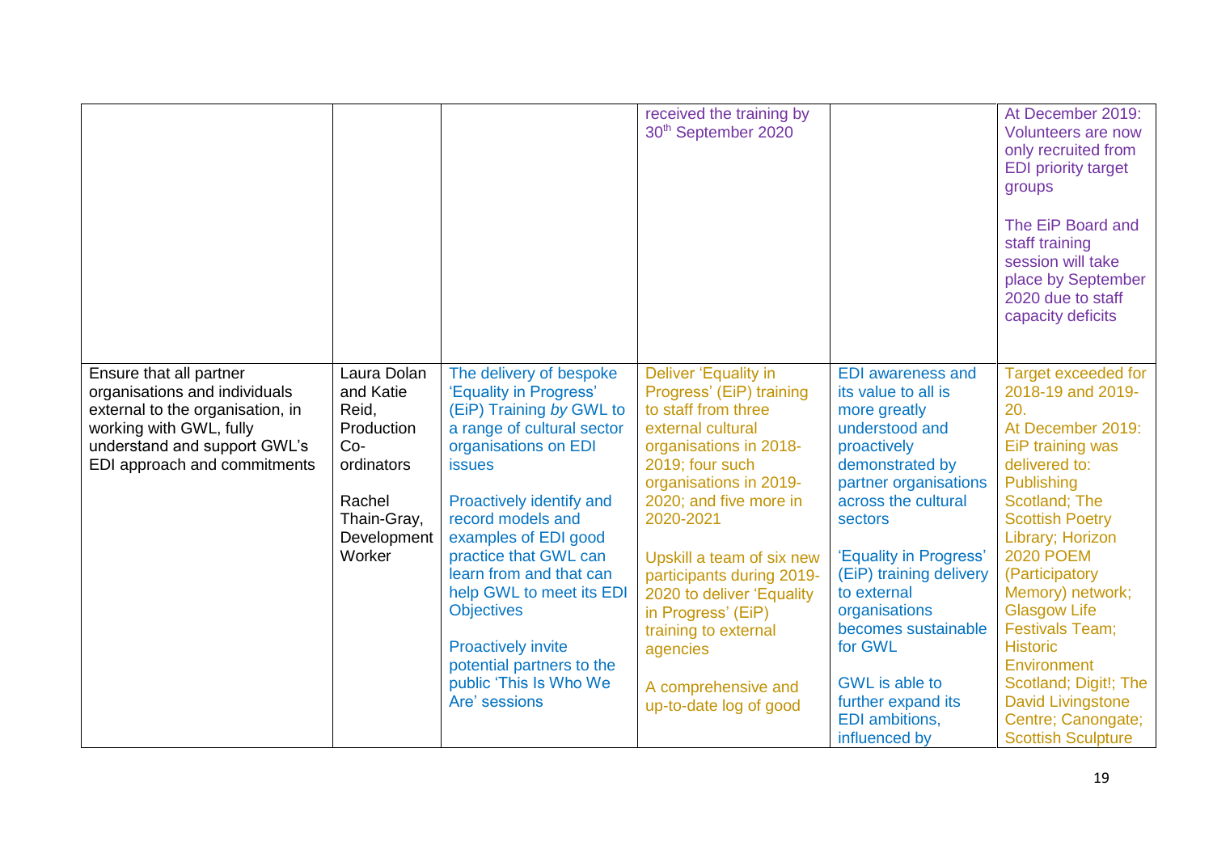| | | | | | |
|---|---|---|---|---|---|
| | | | received the training by 30th September 2020 | | At December 2019: Volunteers are now only recruited from EDI priority target groups<br><br>The EiP Board and staff training session will take place by September 2020 due to staff capacity deficits |
| Ensure that all partner organisations and individuals external to the organisation, in working with GWL, fully understand and support GWL's EDI approach and commitments | Laura Dolan and Katie Reid, Production Co-ordinators<br><br>Rachel Thain-Gray, Development Worker | The delivery of bespoke 'Equality in Progress' (EiP) Training *by* GWL to a range of cultural sector organisations on EDI issues<br><br>Proactively identify and record models and examples of EDI good practice that GWL can learn from and that can help GWL to meet its EDI Objectives<br><br>Proactively invite potential partners to the public 'This Is Who We Are' sessions | Deliver 'Equality in Progress' (EiP) training to staff from three external cultural organisations in 2018-2019; four such organisations in 2019-2020; and five more in 2020-2021<br><br>Upskill a team of six new participants during 2019-2020 to deliver 'Equality in Progress' (EiP) training to external agencies<br><br>A comprehensive and up-to-date log of good | EDI awareness and its value to all is more greatly understood and proactively demonstrated by partner organisations across the cultural sectors<br><br>'Equality in Progress' (EiP) training delivery to external organisations becomes sustainable for GWL<br><br>GWL is able to further expand its EDI ambitions, influenced by | Target exceeded for 2018-19 and 2019-20.<br>At December 2019: EiP training was delivered to: Publishing Scotland; The Scottish Poetry Library; Horizon 2020 POEM (Participatory Memory) network; Glasgow Life Festivals Team; Historic Environment Scotland; Digit!; The David Livingstone Centre; Canongate; Scottish Sculpture |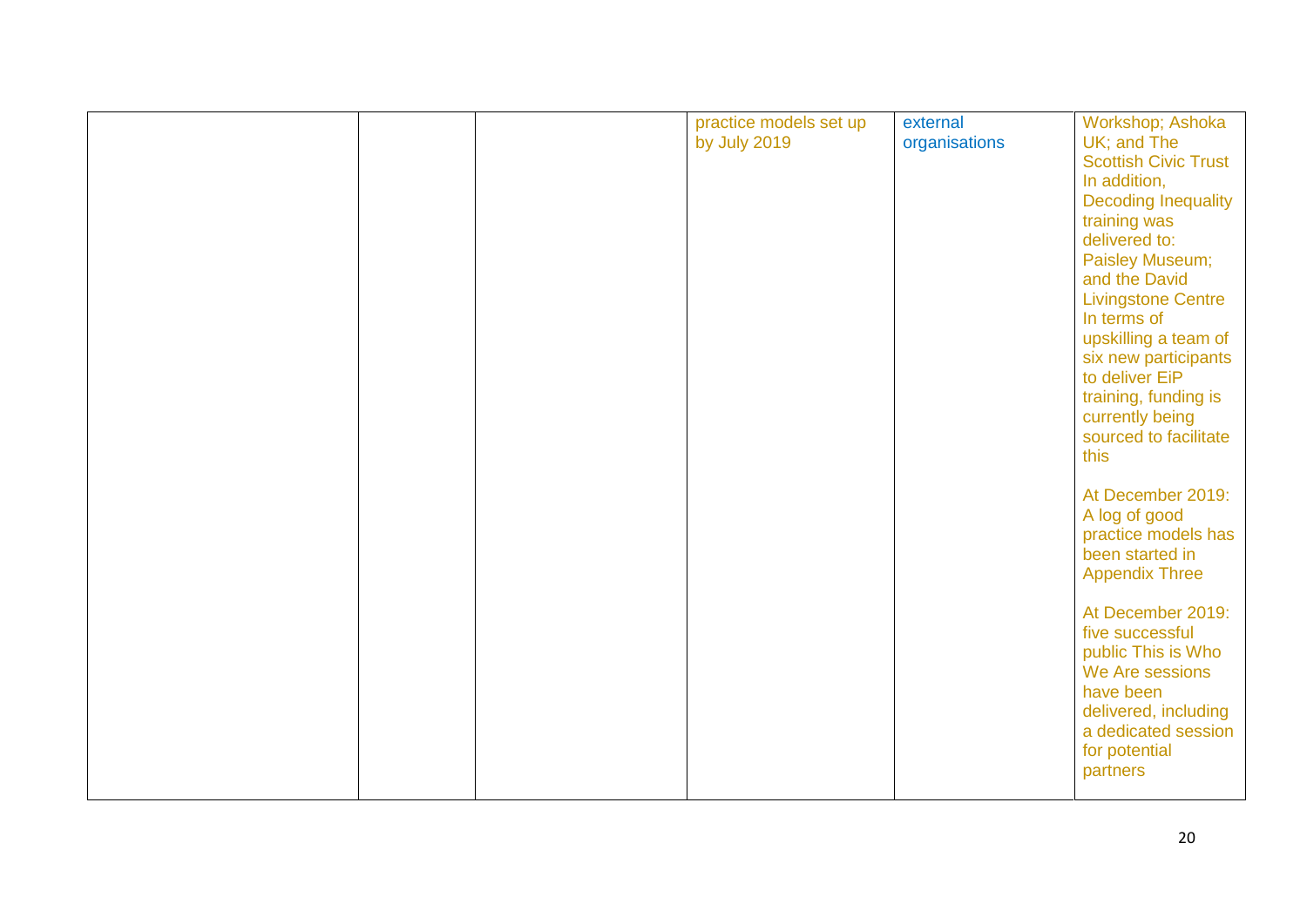|  |  |  |  |  |  |
|---|---|---|---|---|---|
|  |  |  | practice models set up by July 2019 | external organisations | Workshop; Ashoka UK; and The Scottish Civic Trust<br>In addition, Decoding Inequality training was delivered to: Paisley Museum; and the David Livingstone Centre<br>In terms of upskilling a team of six new participants to deliver EiP training, funding is currently being sourced to facilitate this<br><br>At December 2019: A log of good practice models has been started in Appendix Three<br><br>At December 2019: five successful public This is Who We Are sessions have been delivered, including a dedicated session for potential partners |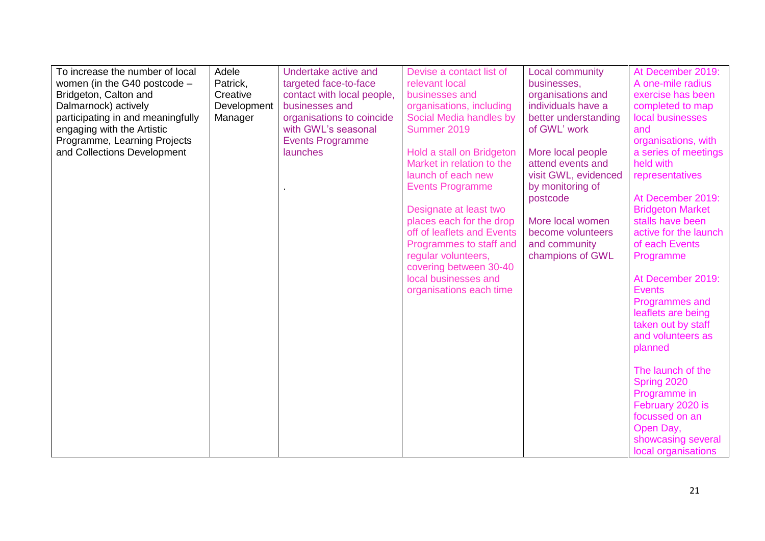| | | | | | |
|---|---|---|---|---|---|
| To increase the number of local women (in the G40 postcode – Bridgeton, Calton and Dalmarnock) actively participating in and meaningfully engaging with the Artistic Programme, Learning Projects and Collections Development | Adele Patrick, Creative Development Manager | Undertake active and targeted face-to-face contact with local people, businesses and organisations to coincide with GWL's seasonal Events Programme launches<br><br>. | Devise a contact list of relevant local businesses and organisations, including Social Media handles by Summer 2019<br><br>Hold a stall on Bridgeton Market in relation to the launch of each new Events Programme<br><br>Designate at least two places each for the drop off of leaflets and Events Programmes to staff and regular volunteers, covering between 30-40 local businesses and organisations each time | Local community businesses, organisations and individuals have a better understanding of GWL' work<br><br>More local people attend events and visit GWL, evidenced by monitoring of postcode<br><br>More local women become volunteers and community champions of GWL | At December 2019: A one-mile radius exercise has been completed to map local businesses and organisations, with a series of meetings held with representatives<br><br>At December 2019: Bridgeton Market stalls have been active for the launch of each Events Programme<br><br>At December 2019: Events Programmes and leaflets are being taken out by staff and volunteers as planned<br><br>The launch of the Spring 2020 Programme in February 2020 is focussed on an Open Day, showcasing several local organisations |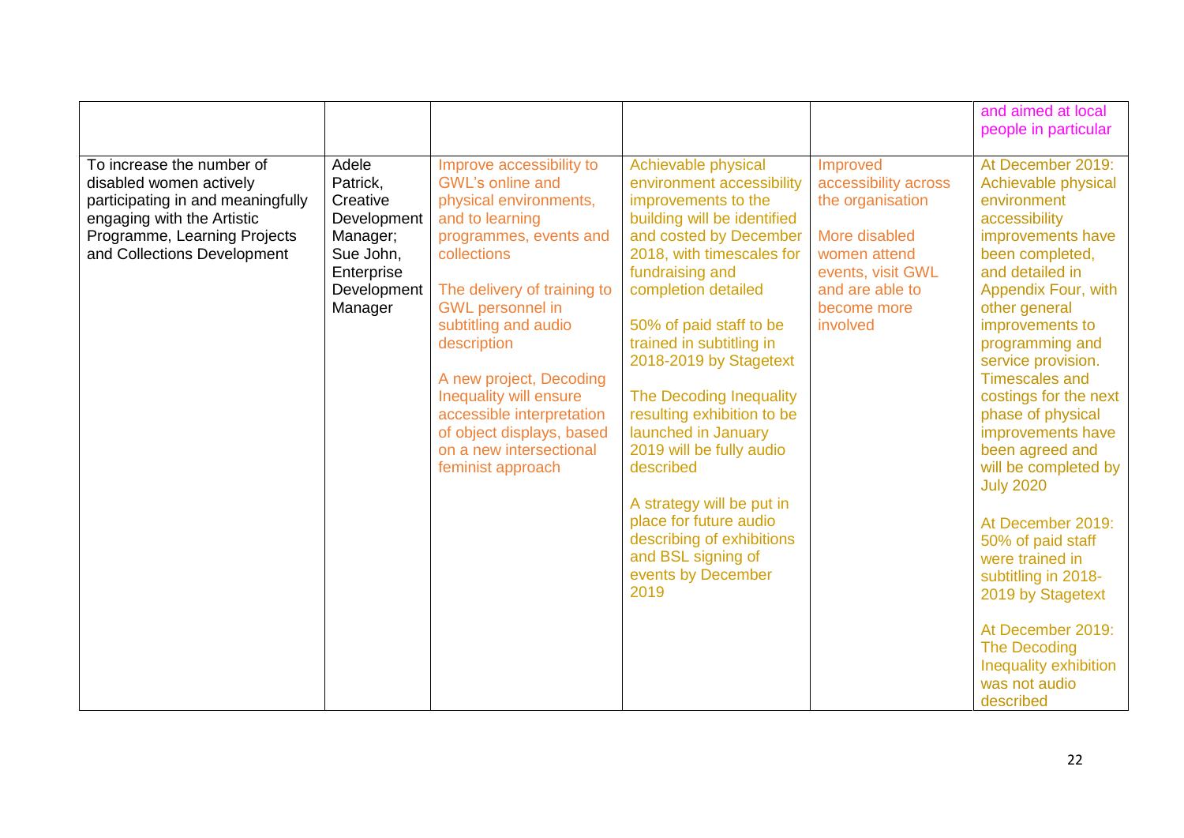| | | | | | |
|---|---|---|---|---|---|
| | | | | | and aimed at local people in particular |
| To increase the number of disabled women actively participating in and meaningfully engaging with the Artistic Programme, Learning Projects and Collections Development | Adele Patrick, Creative Development Manager; Sue John, Enterprise Development Manager | Improve accessibility to GWL's online and physical environments, and to learning programmes, events and collections<br><br>The delivery of training to GWL personnel in subtitling and audio description<br><br>A new project, Decoding Inequality will ensure accessible interpretation of object displays, based on a new intersectional feminist approach | Achievable physical environment accessibility improvements to the building will be identified and costed by December 2018, with timescales for fundraising and completion detailed<br><br>50% of paid staff to be trained in subtitling in 2018-2019 by Stagetext<br><br>The Decoding Inequality resulting exhibition to be launched in January 2019 will be fully audio described<br><br>A strategy will be put in place for future audio describing of exhibitions and BSL signing of events by December 2019 | Improved accessibility across the organisation<br><br>More disabled women attend events, visit GWL and are able to become more involved | At December 2019: Achievable physical environment accessibility improvements have been completed, and detailed in Appendix Four, with other general improvements to programming and service provision. Timescales and costings for the next phase of physical improvements have been agreed and will be completed by July 2020<br><br>At December 2019: 50% of paid staff were trained in subtitling in 2018-2019 by Stagetext<br><br>At December 2019: The Decoding Inequality exhibition was not audio described |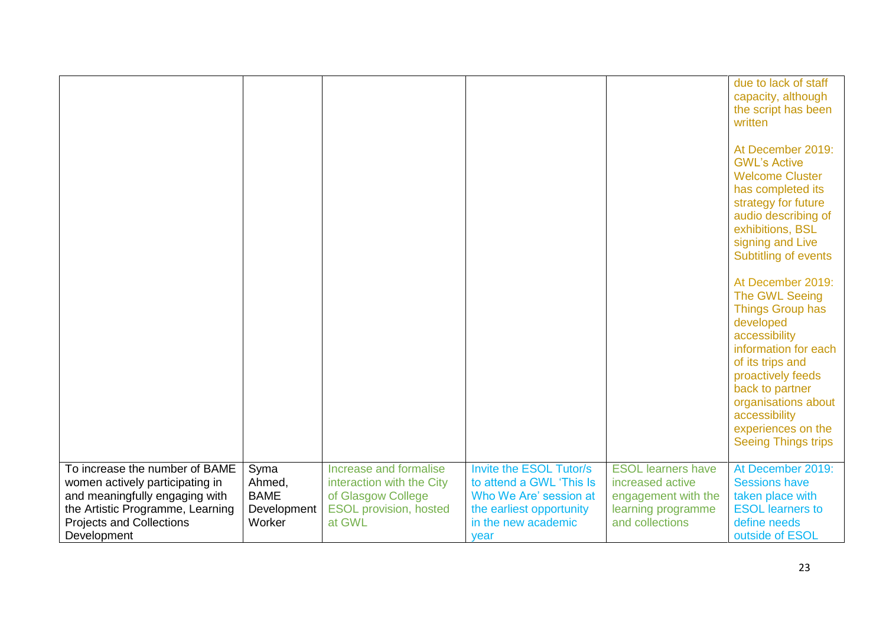| | | | | | |
|---|---|---|---|---|---|
| | | | | | due to lack of staff capacity, although the script has been written<br><br>At December 2019: GWL's Active Welcome Cluster has completed its strategy for future audio describing of exhibitions, BSL signing and Live Subtitling of events<br><br>At December 2019: The GWL Seeing Things Group has developed accessibility information for each of its trips and proactively feeds back to partner organisations about accessibility experiences on the Seeing Things trips |
| To increase the number of BAME women actively participating in and meaningfully engaging with the Artistic Programme, Learning Projects and Collections Development | Syma Ahmed, BAME Development Worker | Increase and formalise interaction with the City of Glasgow College ESOL provision, hosted at GWL | Invite the ESOL Tutor/s to attend a GWL 'This Is Who We Are' session at the earliest opportunity in the new academic year | ESOL learners have increased active engagement with the learning programme and collections | At December 2019: Sessions have taken place with ESOL learners to define needs outside of ESOL |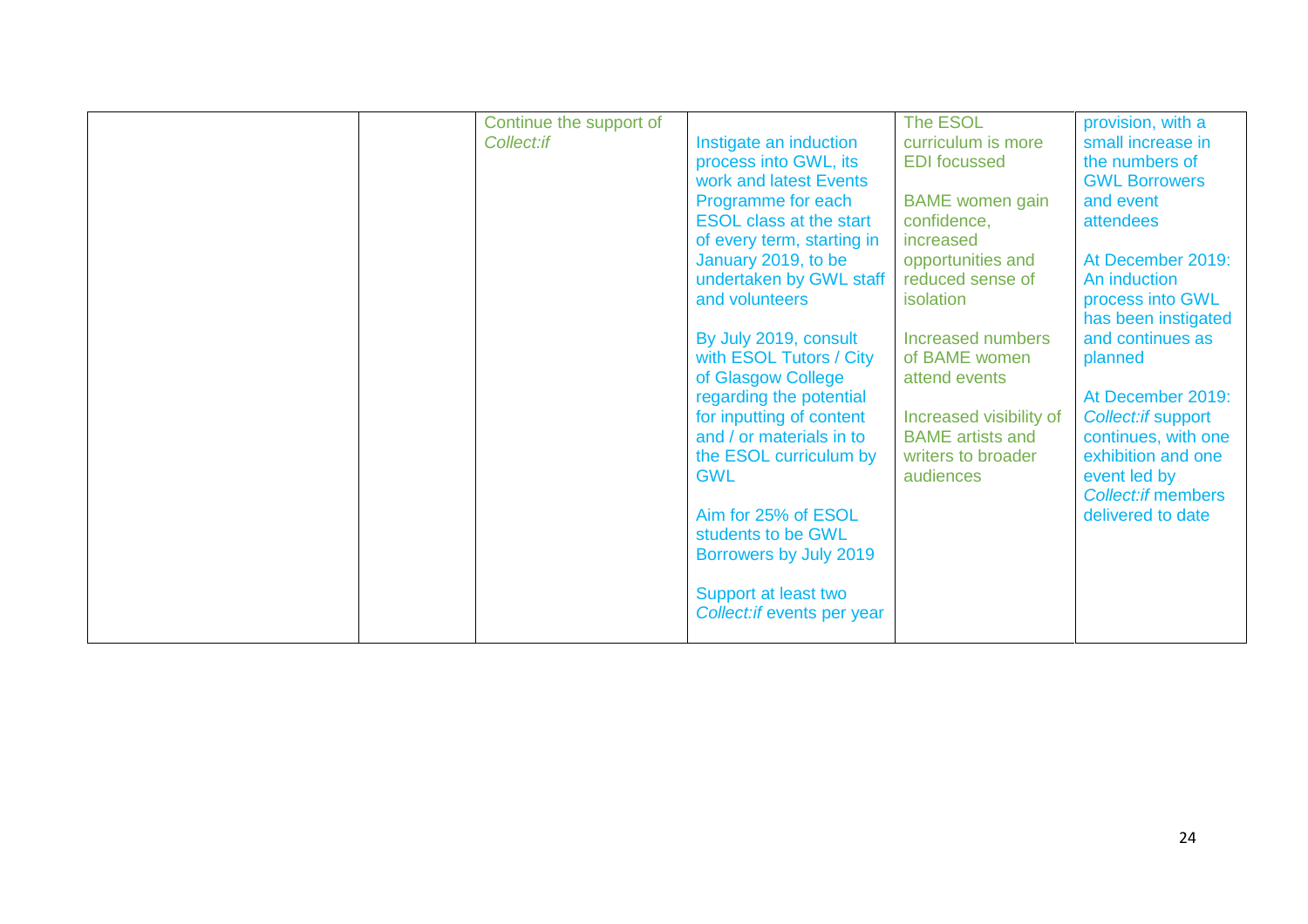| | | | | | |
|---|---|---|---|---|---|
| | | Continue the support of *Collect:if* | Instigate an induction process into GWL, its work and latest Events Programme for each ESOL class at the start of every term, starting in January 2019, to be undertaken by GWL staff and volunteers<br><br>By July 2019, consult with ESOL Tutors / City of Glasgow College regarding the potential for inputting of content and / or materials in to the ESOL curriculum by GWL<br><br>Aim for 25% of ESOL students to be GWL Borrowers by July 2019<br><br>Support at least two *Collect:if* events per year | The ESOL curriculum is more EDI focussed<br><br>BAME women gain confidence, increased opportunities and reduced sense of isolation<br><br>Increased numbers of BAME women attend events<br><br>Increased visibility of BAME artists and writers to broader audiences | provision, with a small increase in the numbers of GWL Borrowers and event attendees<br><br>At December 2019: An induction process into GWL has been instigated and continues as planned<br><br>At December 2019: *Collect:if* support continues, with one exhibition and one event led by *Collect:if* members delivered to date |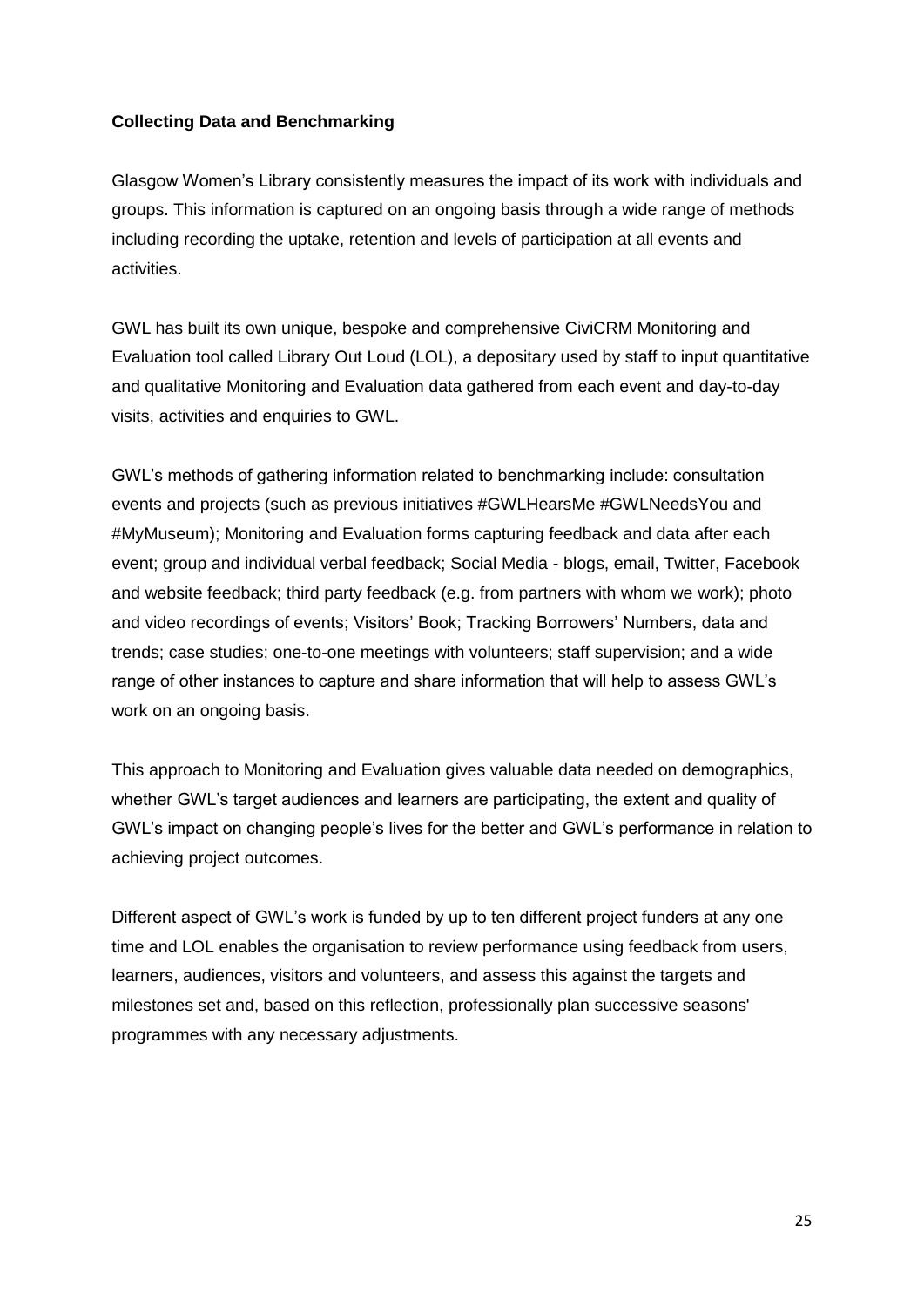**Collecting Data and Benchmarking**

Glasgow Women's Library consistently measures the impact of its work with individuals and groups. This information is captured on an ongoing basis through a wide range of methods including recording the uptake, retention and levels of participation at all events and activities.

GWL has built its own unique, bespoke and comprehensive CiviCRM Monitoring and Evaluation tool called Library Out Loud (LOL), a depositary used by staff to input quantitative and qualitative Monitoring and Evaluation data gathered from each event and day-to-day visits, activities and enquiries to GWL.

GWL's methods of gathering information related to benchmarking include: consultation events and projects (such as previous initiatives #GWLHearsMe #GWLNeedsYou and #MyMuseum); Monitoring and Evaluation forms capturing feedback and data after each event; group and individual verbal feedback; Social Media - blogs, email, Twitter, Facebook and website feedback; third party feedback (e.g. from partners with whom we work); photo and video recordings of events; Visitors' Book; Tracking Borrowers' Numbers, data and trends; case studies; one-to-one meetings with volunteers; staff supervision; and a wide range of other instances to capture and share information that will help to assess GWL's work on an ongoing basis.

This approach to Monitoring and Evaluation gives valuable data needed on demographics, whether GWL's target audiences and learners are participating, the extent and quality of GWL's impact on changing people's lives for the better and GWL's performance in relation to achieving project outcomes.

Different aspect of GWL's work is funded by up to ten different project funders at any one time and LOL enables the organisation to review performance using feedback from users, learners, audiences, visitors and volunteers, and assess this against the targets and milestones set and, based on this reflection, professionally plan successive seasons' programmes with any necessary adjustments.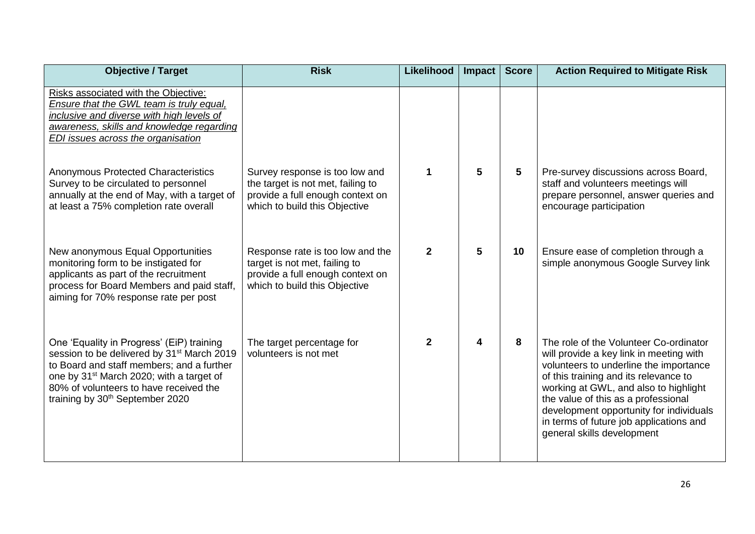| Objective / Target | Risk | Likelihood | Impact | Score | Action Required to Mitigate Risk |
|---|---|---|---|---|---|
| Risks associated with the Objective: *Ensure that the GWL team is truly equal, inclusive and diverse with high levels of awareness, skills and knowledge regarding EDI issues across the organisation* | | | | | |
| Anonymous Protected Characteristics Survey to be circulated to personnel annually at the end of May, with a target of at least a 75% completion rate overall | Survey response is too low and the target is not met, failing to provide a full enough context on which to build this Objective | **1** | **5** | **5** | Pre-survey discussions across Board, staff and volunteers meetings will prepare personnel, answer queries and encourage participation |
| New anonymous Equal Opportunities monitoring form to be instigated for applicants as part of the recruitment process for Board Members and paid staff, aiming for 70% response rate per post | Response rate is too low and the target is not met, failing to provide a full enough context on which to build this Objective | **2** | **5** | **10** | Ensure ease of completion through a simple anonymous Google Survey link |
| One 'Equality in Progress' (EiP) training session to be delivered by 31st March 2019 to Board and staff members; and a further one by 31st March 2020; with a target of 80% of volunteers to have received the training by 30th September 2020 | The target percentage for volunteers is not met | **2** | **4** | **8** | The role of the Volunteer Co-ordinator will provide a key link in meeting with volunteers to underline the importance of this training and its relevance to working at GWL, and also to highlight the value of this as a professional development opportunity for individuals in terms of future job applications and general skills development |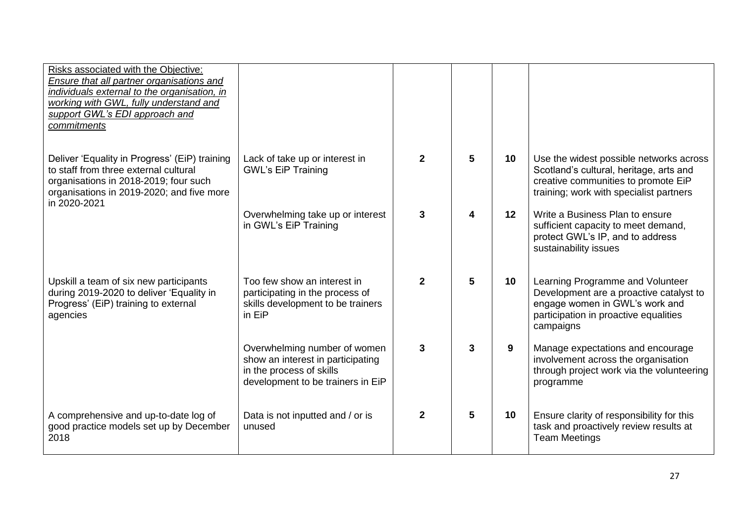| Risks associated with the Objective: *Ensure that all partner organisations and individuals external to the organisation, in working with GWL, fully understand and support GWL's EDI approach and commitments* | | | | | |
|---|---|---|---|---|---|
| Deliver 'Equality in Progress' (EiP) training to staff from three external cultural organisations in 2018-2019; four such organisations in 2019-2020; and five more in 2020-2021 | Lack of take up or interest in GWL's EiP Training | **2** | **5** | **10** | Use the widest possible networks across Scotland's cultural, heritage, arts and creative communities to promote EiP training; work with specialist partners |
| | Overwhelming take up or interest in GWL's EiP Training | **3** | **4** | **12** | Write a Business Plan to ensure sufficient capacity to meet demand, protect GWL's IP, and to address sustainability issues |
| Upskill a team of six new participants during 2019-2020 to deliver 'Equality in Progress' (EiP) training to external agencies | Too few show an interest in participating in the process of skills development to be trainers in EiP | **2** | **5** | **10** | Learning Programme and Volunteer Development are a proactive catalyst to engage women in GWL's work and participation in proactive equalities campaigns |
| | Overwhelming number of women show an interest in participating in the process of skills development to be trainers in EiP | **3** | **3** | **9** | Manage expectations and encourage involvement across the organisation through project work via the volunteering programme |
| A comprehensive and up-to-date log of good practice models set up by December 2018 | Data is not inputted and / or is unused | **2** | **5** | **10** | Ensure clarity of responsibility for this task and proactively review results at Team Meetings |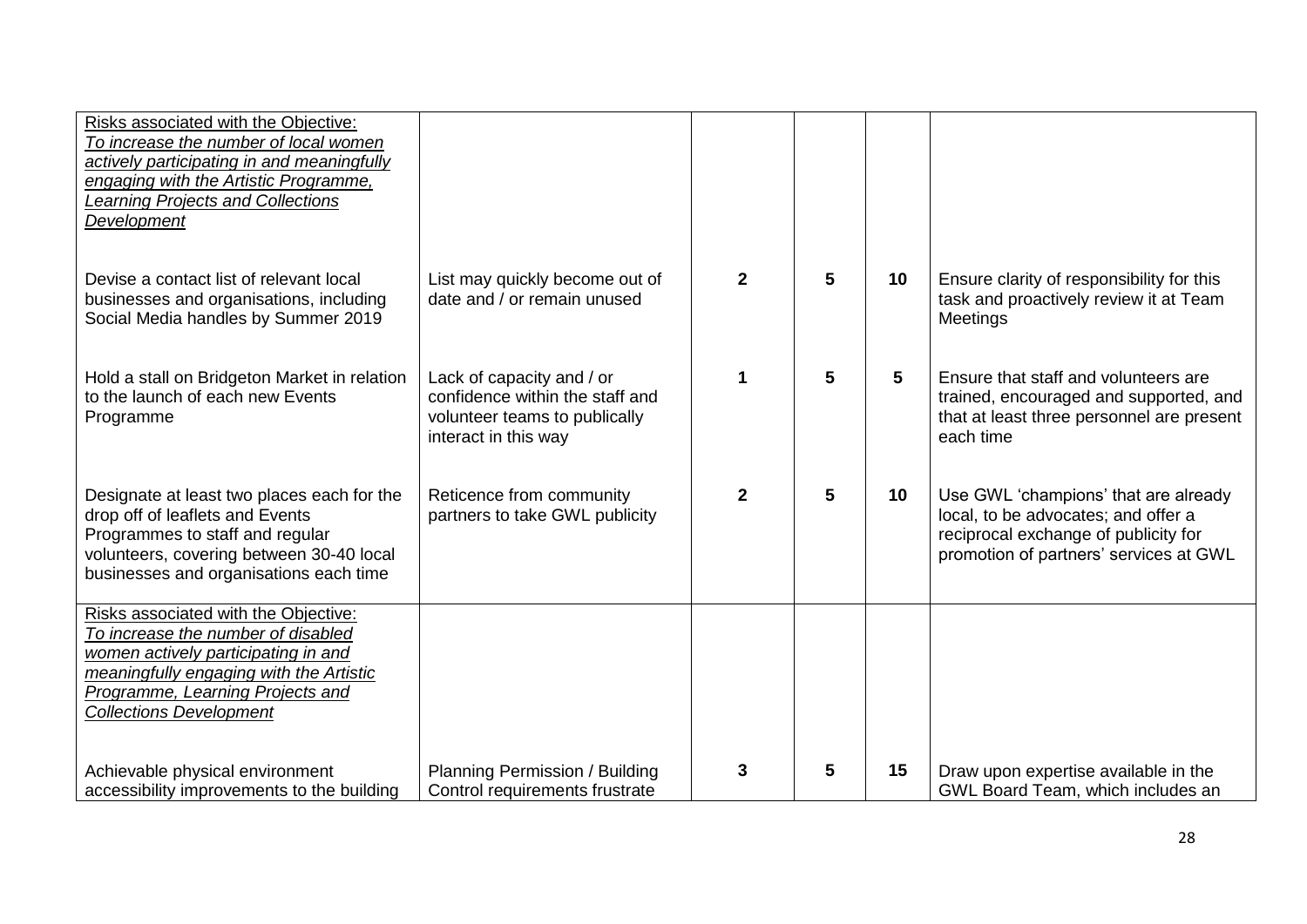| | | | | | |
|---|---|---|---|---|---|
| <u>Risks associated with the Objective:</u><br>*<u>To increase the number of local women actively participating in and meaningfully engaging with the Artistic Programme, Learning Projects and Collections Development</u>* | | | | | |
| Devise a contact list of relevant local businesses and organisations, including Social Media handles by Summer 2019 | List may quickly become out of date and / or remain unused | **2** | **5** | **10** | Ensure clarity of responsibility for this task and proactively review it at Team Meetings |
| Hold a stall on Bridgeton Market in relation to the launch of each new Events Programme | Lack of capacity and / or confidence within the staff and volunteer teams to publically interact in this way | **1** | **5** | **5** | Ensure that staff and volunteers are trained, encouraged and supported, and that at least three personnel are present each time |
| Designate at least two places each for the drop off of leaflets and Events Programmes to staff and regular volunteers, covering between 30-40 local businesses and organisations each time | Reticence from community partners to take GWL publicity | **2** | **5** | **10** | Use GWL 'champions' that are already local, to be advocates; and offer a reciprocal exchange of publicity for promotion of partners' services at GWL |
| <u>Risks associated with the Objective:</u><br>*<u>To increase the number of disabled women actively participating in and meaningfully engaging with the Artistic Programme, Learning Projects and Collections Development</u>* | | | | | |
| Achievable physical environment accessibility improvements to the building | Planning Permission / Building Control requirements frustrate | **3** | **5** | **15** | Draw upon expertise available in the GWL Board Team, which includes an |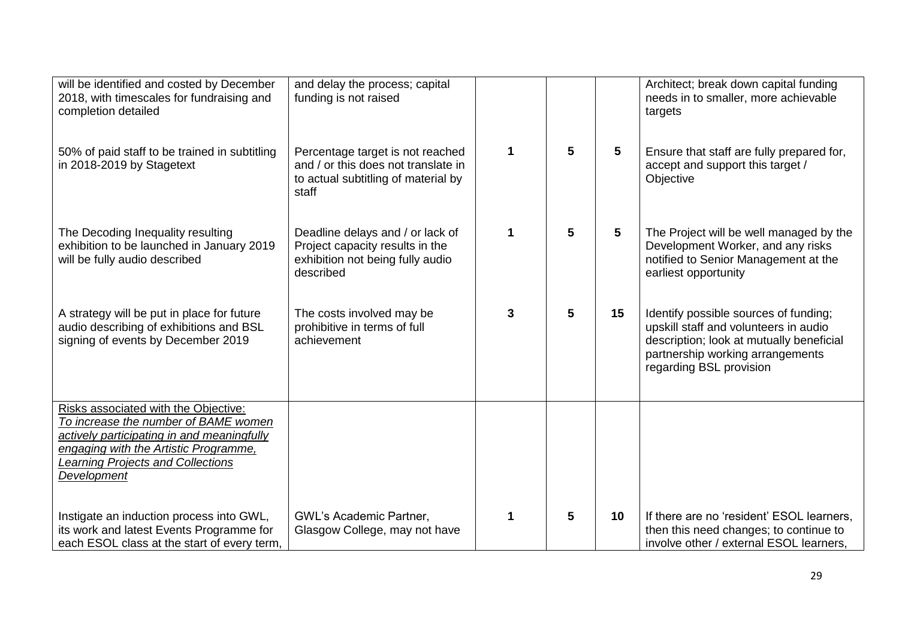| | | | | | |
|---|---|---|---|---|---|
| will be identified and costed by December 2018, with timescales for fundraising and completion detailed | and delay the process; capital funding is not raised | | | | Architect; break down capital funding needs in to smaller, more achievable targets |
| 50% of paid staff to be trained in subtitling in 2018-2019 by Stagetext | Percentage target is not reached and / or this does not translate in to actual subtitling of material by staff | **1** | **5** | **5** | Ensure that staff are fully prepared for, accept and support this target / Objective |
| The Decoding Inequality resulting exhibition to be launched in January 2019 will be fully audio described | Deadline delays and / or lack of Project capacity results in the exhibition not being fully audio described | **1** | **5** | **5** | The Project will be well managed by the Development Worker, and any risks notified to Senior Management at the earliest opportunity |
| A strategy will be put in place for future audio describing of exhibitions and BSL signing of events by December 2019 | The costs involved may be prohibitive in terms of full achievement | **3** | **5** | **15** | Identify possible sources of funding; upskill staff and volunteers in audio description; look at mutually beneficial partnership working arrangements regarding BSL provision |
| Risks associated with the Objective: *To increase the number of BAME women actively participating in and meaningfully engaging with the Artistic Programme, Learning Projects and Collections Development* | | | | | |
| Instigate an induction process into GWL, its work and latest Events Programme for each ESOL class at the start of every term, | GWL's Academic Partner, Glasgow College, may not have | **1** | **5** | **10** | If there are no 'resident' ESOL learners, then this need changes; to continue to involve other / external ESOL learners, |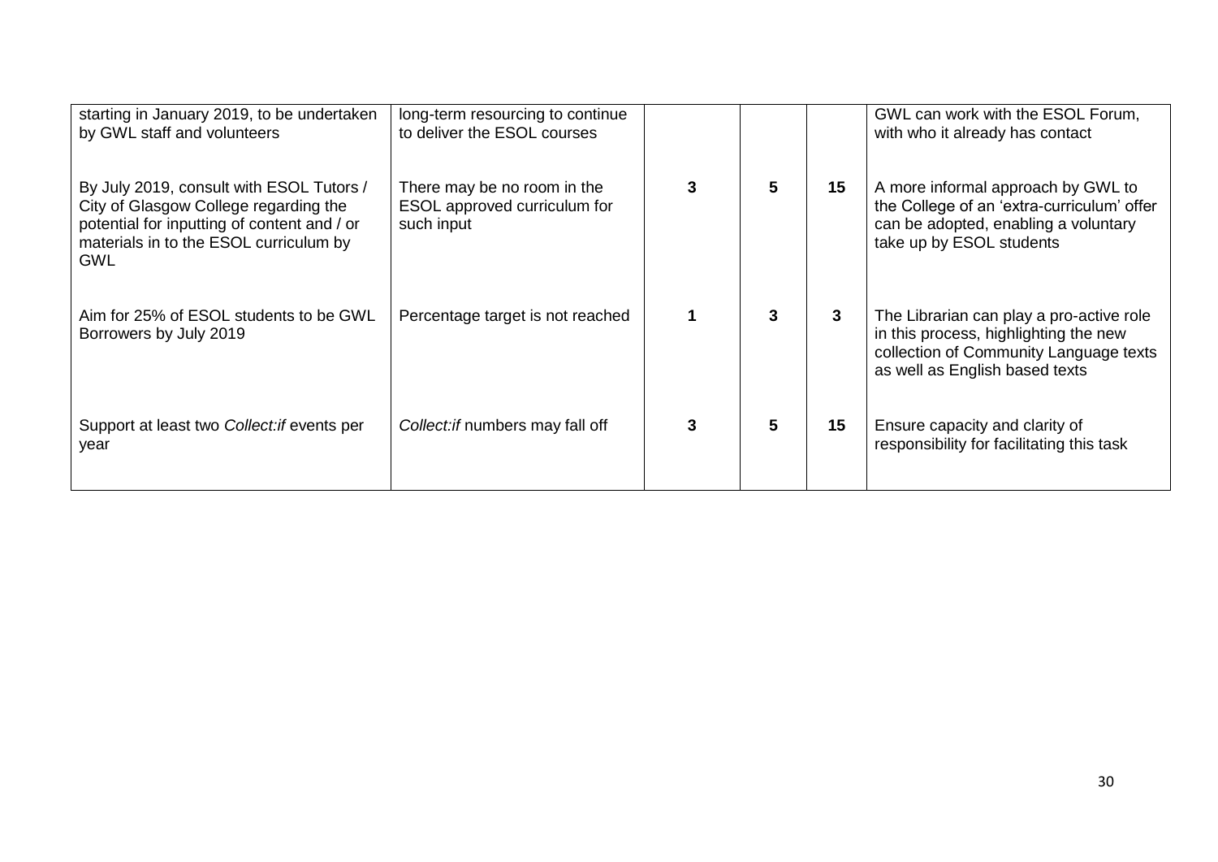| | | | | | |
|---|---|---|---|---|---|
| starting in January 2019, to be undertaken by GWL staff and volunteers | long-term resourcing to continue to deliver the ESOL courses | | | | GWL can work with the ESOL Forum, with who it already has contact |
| By July 2019, consult with ESOL Tutors / City of Glasgow College regarding the potential for inputting of content and / or materials in to the ESOL curriculum by GWL | There may be no room in the ESOL approved curriculum for such input | **3** | **5** | **15** | A more informal approach by GWL to the College of an 'extra-curriculum' offer can be adopted, enabling a voluntary take up by ESOL students |
| Aim for 25% of ESOL students to be GWL Borrowers by July 2019 | Percentage target is not reached | **1** | **3** | **3** | The Librarian can play a pro-active role in this process, highlighting the new collection of Community Language texts as well as English based texts |
| Support at least two *Collect:if* events per year | *Collect:if* numbers may fall off | **3** | **5** | **15** | Ensure capacity and clarity of responsibility for facilitating this task |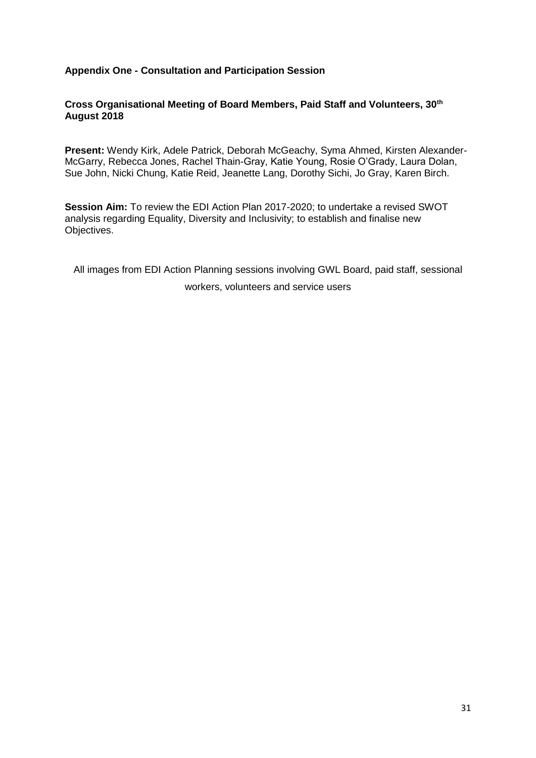**Appendix One - Consultation and Participation Session**

**Cross Organisational Meeting of Board Members, Paid Staff and Volunteers, 30th August 2018**

**Present:** Wendy Kirk, Adele Patrick, Deborah McGeachy, Syma Ahmed, Kirsten Alexander-McGarry, Rebecca Jones, Rachel Thain-Gray, Katie Young, Rosie O'Grady, Laura Dolan, Sue John, Nicki Chung, Katie Reid, Jeanette Lang, Dorothy Sichi, Jo Gray, Karen Birch.

**Session Aim:** To review the EDI Action Plan 2017-2020; to undertake a revised SWOT analysis regarding Equality, Diversity and Inclusivity; to establish and finalise new Objectives.

All images from EDI Action Planning sessions involving GWL Board, paid staff, sessional workers, volunteers and service users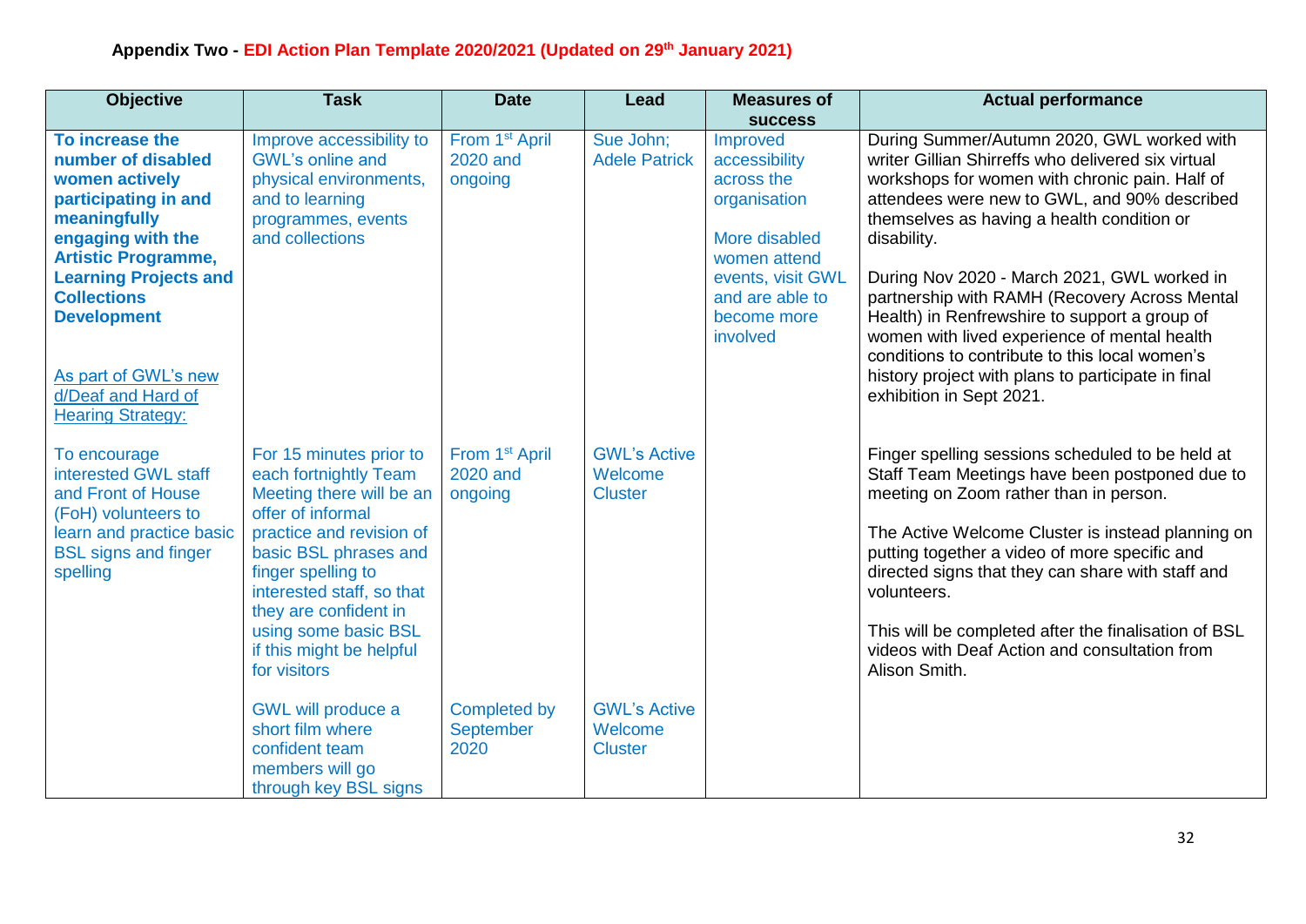**Appendix Two - EDI Action Plan Template 2020/2021 (Updated on 29th January 2021)**

| Objective | Task | Date | Lead | Measures of success | Actual performance |
|---|---|---|---|---|---|
| **To increase the number of disabled women actively participating in and meaningfully engaging with the Artistic Programme, Learning Projects and Collections Development** | Improve accessibility to GWL's online and physical environments, and to learning programmes, events and collections | From 1st April 2020 and ongoing | Sue John; Adele Patrick | Improved accessibility across the organisation<br><br>More disabled women attend events, visit GWL and are able to become more involved | During Summer/Autumn 2020, GWL worked with writer Gillian Shirreffs who delivered six virtual workshops for women with chronic pain. Half of attendees were new to GWL, and 90% described themselves as having a health condition or disability.<br><br>During Nov 2020 - March 2021, GWL worked in partnership with RAMH (Recovery Across Mental Health) in Renfrewshire to support a group of women with lived experience of mental health conditions to contribute to this local women's history project with plans to participate in final exhibition in Sept 2021. |
| As part of GWL's new d/Deaf and Hard of Hearing Strategy:<br><br>To encourage interested GWL staff and Front of House (FoH) volunteers to learn and practice basic BSL signs and finger spelling | For 15 minutes prior to each fortnightly Team Meeting there will be an offer of informal practice and revision of basic BSL phrases and finger spelling to interested staff, so that they are confident in using some basic BSL if this might be helpful for visitors | From 1st April 2020 and ongoing | GWL's Active Welcome Cluster | | Finger spelling sessions scheduled to be held at Staff Team Meetings have been postponed due to meeting on Zoom rather than in person.<br><br>The Active Welcome Cluster is instead planning on putting together a video of more specific and directed signs that they can share with staff and volunteers.<br><br>This will be completed after the finalisation of BSL videos with Deaf Action and consultation from Alison Smith. |
| | GWL will produce a short film where confident team members will go through key BSL signs | Completed by September 2020 | GWL's Active Welcome Cluster | | |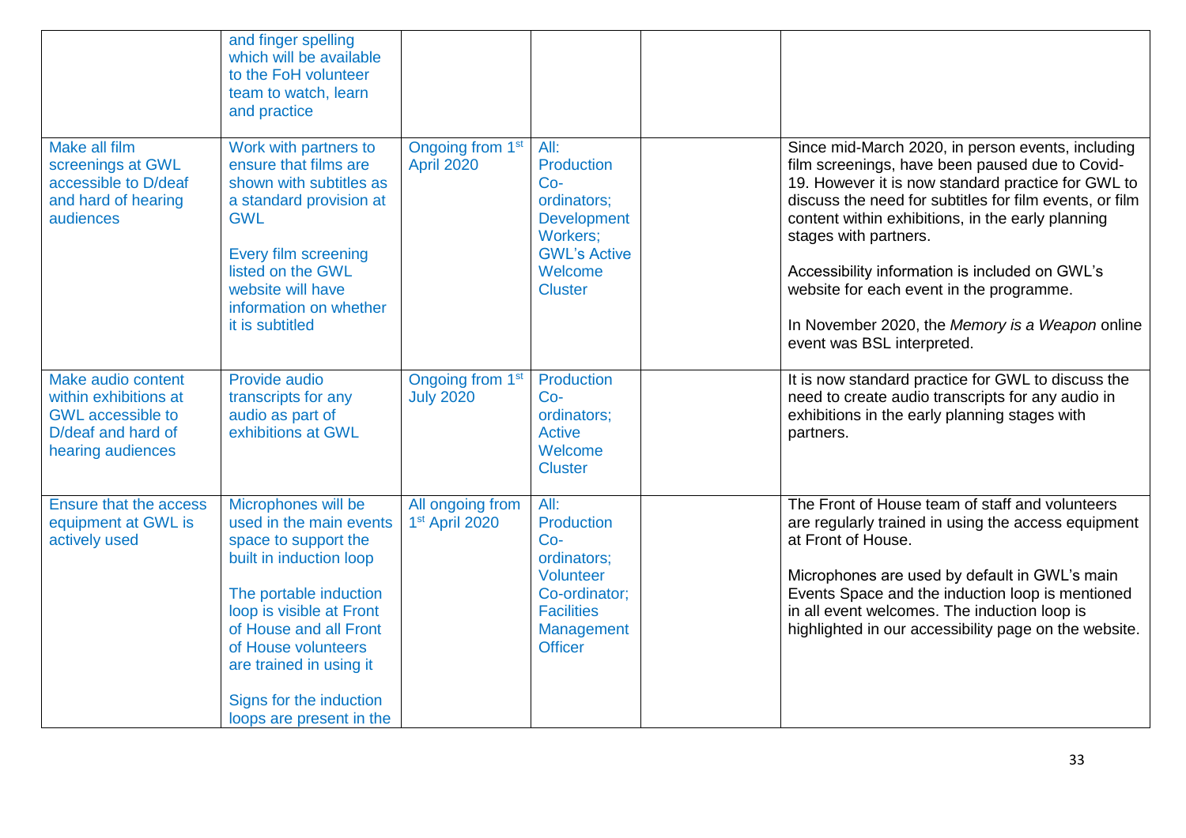| | | | | | |
|---|---|---|---|---|---|
| | and finger spelling which will be available to the FoH volunteer team to watch, learn and practice | | | | |
| Make all film screenings at GWL accessible to D/deaf and hard of hearing audiences | Work with partners to ensure that films are shown with subtitles as a standard provision at GWL<br><br>Every film screening listed on the GWL website will have information on whether it is subtitled | Ongoing from 1st April 2020 | All: Production Co-ordinators; Development Workers; GWL's Active Welcome Cluster | | Since mid-March 2020, in person events, including film screenings, have been paused due to Covid-19. However it is now standard practice for GWL to discuss the need for subtitles for film events, or film content within exhibitions, in the early planning stages with partners.<br><br>Accessibility information is included on GWL's website for each event in the programme.<br><br>In November 2020, the *Memory is a Weapon* online event was BSL interpreted. |
| Make audio content within exhibitions at GWL accessible to D/deaf and hard of hearing audiences | Provide audio transcripts for any audio as part of exhibitions at GWL | Ongoing from 1st July 2020 | Production Co-ordinators; Active Welcome Cluster | | It is now standard practice for GWL to discuss the need to create audio transcripts for any audio in exhibitions in the early planning stages with partners. |
| Ensure that the access equipment at GWL is actively used | Microphones will be used in the main events space to support the built in induction loop<br><br>The portable induction loop is visible at Front of House and all Front of House volunteers are trained in using it<br><br>Signs for the induction loops are present in the | All ongoing from 1st April 2020 | All: Production Co-ordinators; Volunteer Co-ordinator; Facilities Management Officer | | The Front of House team of staff and volunteers are regularly trained in using the access equipment at Front of House.<br><br>Microphones are used by default in GWL's main Events Space and the induction loop is mentioned in all event welcomes. The induction loop is highlighted in our accessibility page on the website. |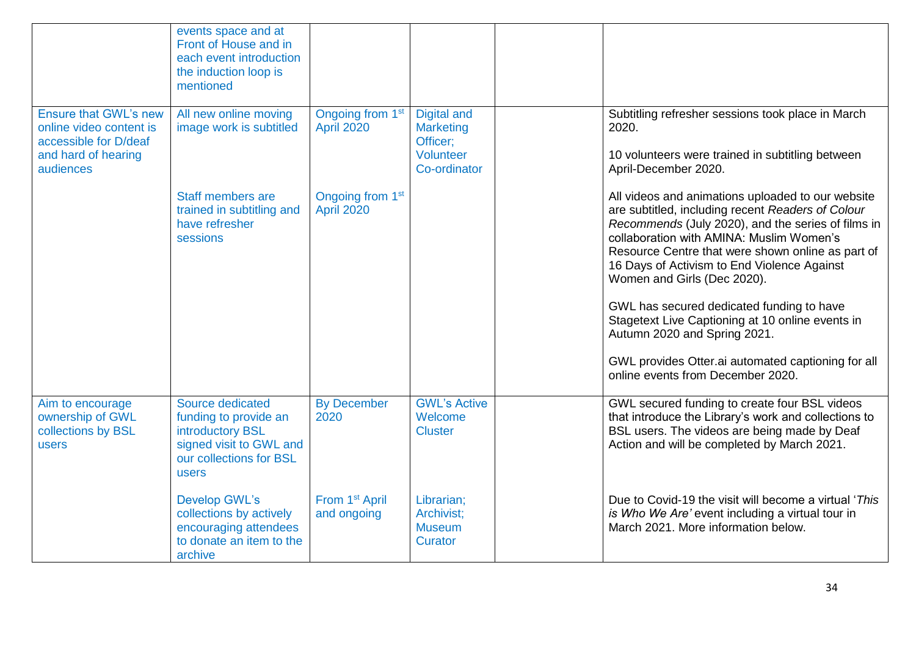| | | | | | |
|---|---|---|---|---|---|
| | events space and at Front of House and in each event introduction the induction loop is mentioned | | | | |
| Ensure that GWL's new online video content is accessible for D/deaf and hard of hearing audiences | All new online moving image work is subtitled | Ongoing from 1st April 2020 | Digital and Marketing Officer; Volunteer Co-ordinator | | Subtitling refresher sessions took place in March 2020.<br><br>10 volunteers were trained in subtitling between April-December 2020. |
| | Staff members are trained in subtitling and have refresher sessions | Ongoing from 1st April 2020 | | | All videos and animations uploaded to our website are subtitled, including recent *Readers of Colour Recommends* (July 2020), and the series of films in collaboration with AMINA: Muslim Women's Resource Centre that were shown online as part of 16 Days of Activism to End Violence Against Women and Girls (Dec 2020).<br><br>GWL has secured dedicated funding to have Stagetext Live Captioning at 10 online events in Autumn 2020 and Spring 2021.<br><br>GWL provides Otter.ai automated captioning for all online events from December 2020. |
| Aim to encourage ownership of GWL collections by BSL users | Source dedicated funding to provide an introductory BSL signed visit to GWL and our collections for BSL users | By December 2020 | GWL's Active Welcome Cluster | | GWL secured funding to create four BSL videos that introduce the Library's work and collections to BSL users. The videos are being made by Deaf Action and will be completed by March 2021. |
| | Develop GWL's collections by actively encouraging attendees to donate an item to the archive | From 1st April and ongoing | Librarian; Archivist; Museum Curator | | Due to Covid-19 the visit will become a virtual '*This is Who We Are'* event including a virtual tour in March 2021. More information below. |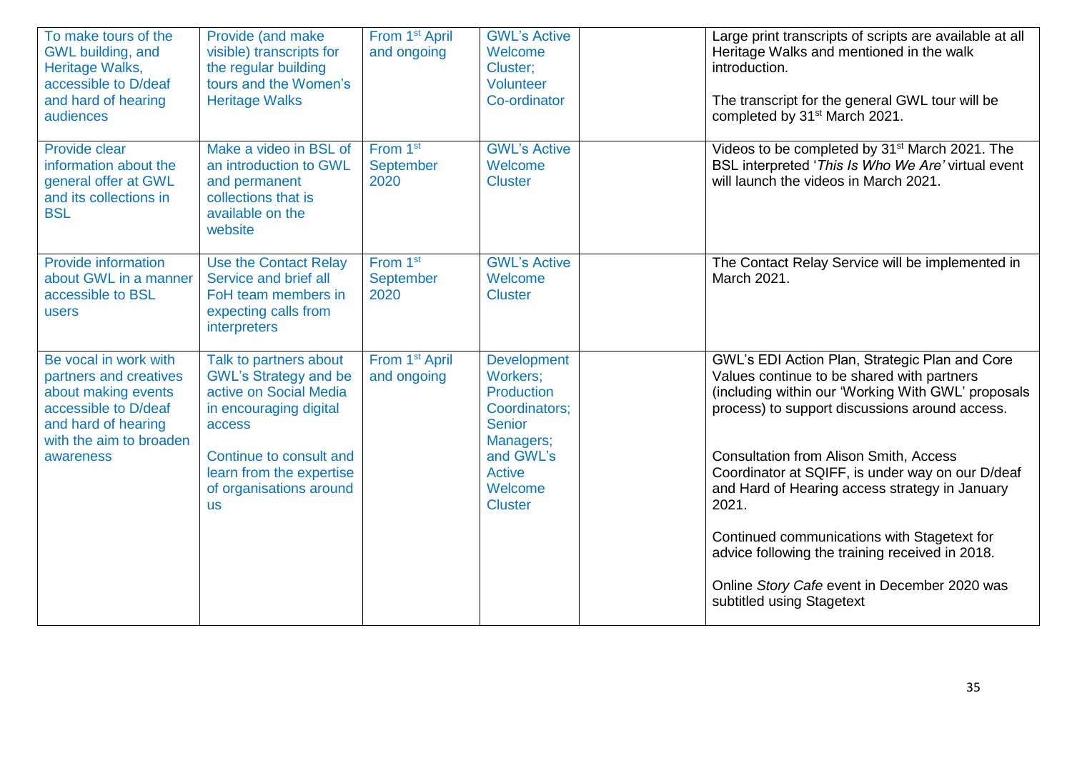| | | | | | |
|---|---|---|---|---|---|
| To make tours of the GWL building, and Heritage Walks, accessible to D/deaf and hard of hearing audiences | Provide (and make visible) transcripts for the regular building tours and the Women's Heritage Walks | From 1st April and ongoing | GWL's Active Welcome Cluster; Volunteer Co-ordinator | | Large print transcripts of scripts are available at all Heritage Walks and mentioned in the walk introduction.<br><br>The transcript for the general GWL tour will be completed by 31st March 2021. |
| Provide clear information about the general offer at GWL and its collections in BSL | Make a video in BSL of an introduction to GWL and permanent collections that is available on the website | From 1st September 2020 | GWL's Active Welcome Cluster | | Videos to be completed by 31st March 2021. The BSL interpreted '*This Is Who We Are*' virtual event will launch the videos in March 2021. |
| Provide information about GWL in a manner accessible to BSL users | Use the Contact Relay Service and brief all FoH team members in expecting calls from interpreters | From 1st September 2020 | GWL's Active Welcome Cluster | | The Contact Relay Service will be implemented in March 2021. |
| Be vocal in work with partners and creatives about making events accessible to D/deaf and hard of hearing with the aim to broaden awareness | Talk to partners about GWL's Strategy and be active on Social Media in encouraging digital access<br><br>Continue to consult and learn from the expertise of organisations around us | From 1st April and ongoing | Development Workers; Production Coordinators; Senior Managers; and GWL's Active Welcome Cluster | | GWL's EDI Action Plan, Strategic Plan and Core Values continue to be shared with partners (including within our 'Working With GWL' proposals process) to support discussions around access.<br><br>Consultation from Alison Smith, Access Coordinator at SQIFF, is under way on our D/deaf and Hard of Hearing access strategy in January 2021.<br><br>Continued communications with Stagetext for advice following the training received in 2018.<br><br>Online *Story Cafe* event in December 2020 was subtitled using Stagetext |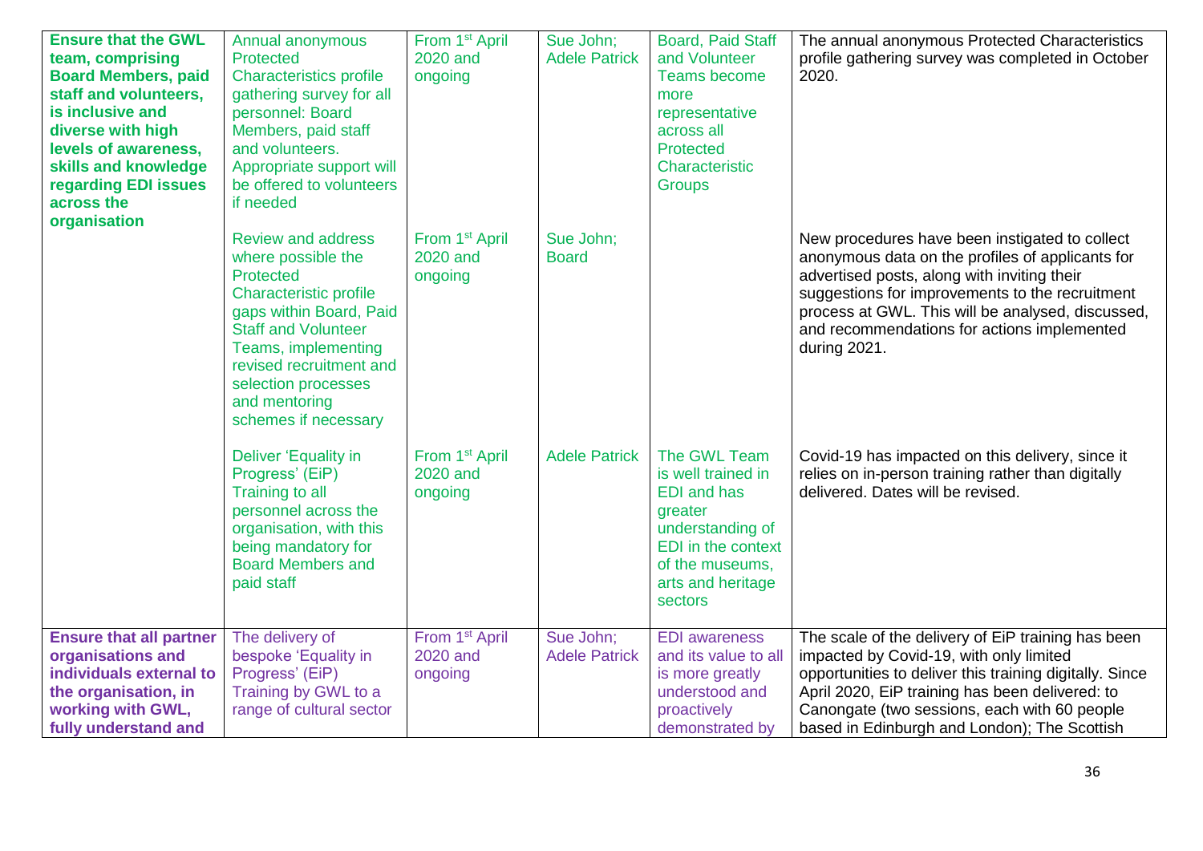| | | | | | |
|---|---|---|---|---|---|
| **Ensure that the GWL team, comprising Board Members, paid staff and volunteers, is inclusive and diverse with high levels of awareness, skills and knowledge regarding EDI issues across the organisation** | Annual anonymous Protected Characteristics profile gathering survey for all personnel: Board Members, paid staff and volunteers. Appropriate support will be offered to volunteers if needed | From 1st April 2020 and ongoing | Sue John; Adele Patrick | Board, Paid Staff and Volunteer Teams become more representative across all Protected Characteristic Groups | The annual anonymous Protected Characteristics profile gathering survey was completed in October 2020. |
| | Review and address where possible the Protected Characteristic profile gaps within Board, Paid Staff and Volunteer Teams, implementing revised recruitment and selection processes and mentoring schemes if necessary | From 1st April 2020 and ongoing | Sue John; Board | | New procedures have been instigated to collect anonymous data on the profiles of applicants for advertised posts, along with inviting their suggestions for improvements to the recruitment process at GWL. This will be analysed, discussed, and recommendations for actions implemented during 2021. |
| | Deliver 'Equality in Progress' (EiP) Training to all personnel across the organisation, with this being mandatory for Board Members and paid staff | From 1st April 2020 and ongoing | Adele Patrick | The GWL Team is well trained in EDI and has greater understanding of EDI in the context of the museums, arts and heritage sectors | Covid-19 has impacted on this delivery, since it relies on in-person training rather than digitally delivered. Dates will be revised. |
| **Ensure that all partner organisations and individuals external to the organisation, in working with GWL, fully understand and** | The delivery of bespoke 'Equality in Progress' (EiP) Training by GWL to a range of cultural sector | From 1st April 2020 and ongoing | Sue John; Adele Patrick | EDI awareness and its value to all is more greatly understood and proactively demonstrated by | The scale of the delivery of EiP training has been impacted by Covid-19, with only limited opportunities to deliver this training digitally. Since April 2020, EiP training has been delivered: to Canongate (two sessions, each with 60 people based in Edinburgh and London); The Scottish |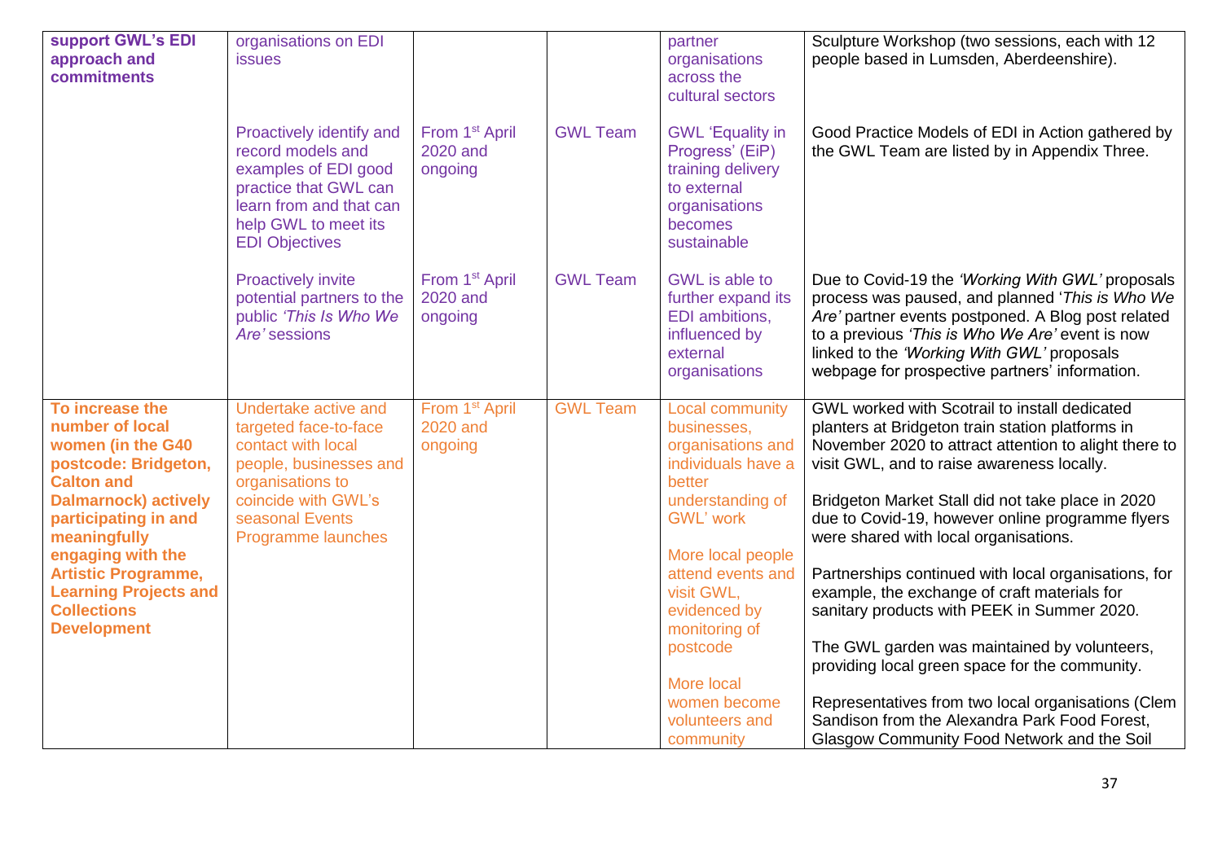| | | | | | |
|---|---|---|---|---|---|
| **support GWL's EDI approach and commitments** | organisations on EDI issues | | | partner organisations across the cultural sectors | Sculpture Workshop (two sessions, each with 12 people based in Lumsden, Aberdeenshire). |
| | Proactively identify and record models and examples of EDI good practice that GWL can learn from and that can help GWL to meet its EDI Objectives | From 1st April 2020 and ongoing | GWL Team | GWL 'Equality in Progress' (EiP) training delivery to external organisations becomes sustainable | Good Practice Models of EDI in Action gathered by the GWL Team are listed by in Appendix Three. |
| | Proactively invite potential partners to the public *'This Is Who We Are'* sessions | From 1st April 2020 and ongoing | GWL Team | GWL is able to further expand its EDI ambitions, influenced by external organisations | Due to Covid-19 the *'Working With GWL'* proposals process was paused, and planned '*This is Who We Are'* partner events postponed. A Blog post related to a previous *'This is Who We Are'* event is now linked to the *'Working With GWL'* proposals webpage for prospective partners' information. |
| **To increase the number of local women (in the G40 postcode: Bridgeton, Calton and Dalmarnock) actively participating in and meaningfully engaging with the Artistic Programme, Learning Projects and Collections Development** | Undertake active and targeted face-to-face contact with local people, businesses and organisations to coincide with GWL's seasonal Events Programme launches | From 1st April 2020 and ongoing | GWL Team | Local community businesses, organisations and individuals have a better understanding of GWL' work<br><br>More local people attend events and visit GWL, evidenced by monitoring of postcode<br><br>More local women become volunteers and community | GWL worked with Scotrail to install dedicated planters at Bridgeton train station platforms in November 2020 to attract attention to alight there to visit GWL, and to raise awareness locally.<br><br>Bridgeton Market Stall did not take place in 2020 due to Covid-19, however online programme flyers were shared with local organisations.<br><br>Partnerships continued with local organisations, for example, the exchange of craft materials for sanitary products with PEEK in Summer 2020.<br><br>The GWL garden was maintained by volunteers, providing local green space for the community.<br><br>Representatives from two local organisations (Clem Sandison from the Alexandra Park Food Forest, Glasgow Community Food Network and the Soil |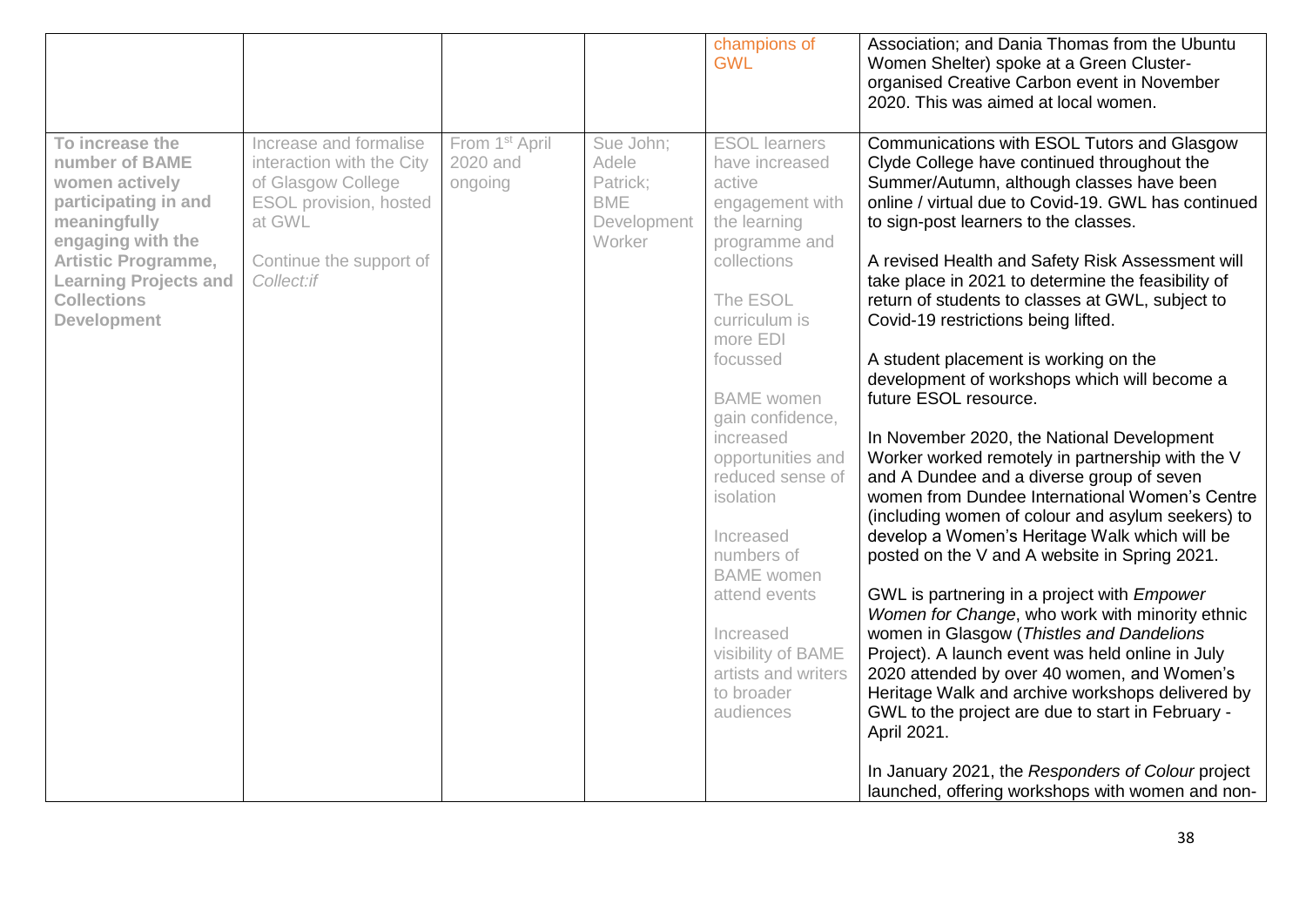| | | | | champions of GWL | Association; and Dania Thomas from the Ubuntu Women Shelter) spoke at a Green Cluster-organised Creative Carbon event in November 2020. This was aimed at local women. |
|---|---|---|---|---|---|
| **To increase the number of BAME women actively participating in and meaningfully engaging with the Artistic Programme, Learning Projects and Collections Development** | Increase and formalise interaction with the City of Glasgow College ESOL provision, hosted at GWL<br><br>Continue the support of *Collect:if* | From 1st April 2020 and ongoing | Sue John; Adele Patrick; BME Development Worker | ESOL learners have increased active engagement with the learning programme and collections<br><br>The ESOL curriculum is more EDI focussed<br><br>BAME women gain confidence, increased opportunities and reduced sense of isolation<br><br>Increased numbers of BAME women attend events<br><br>Increased visibility of BAME artists and writers to broader audiences | Communications with ESOL Tutors and Glasgow Clyde College have continued throughout the Summer/Autumn, although classes have been online / virtual due to Covid-19. GWL has continued to sign-post learners to the classes.<br><br>A revised Health and Safety Risk Assessment will take place in 2021 to determine the feasibility of return of students to classes at GWL, subject to Covid-19 restrictions being lifted.<br><br>A student placement is working on the development of workshops which will become a future ESOL resource.<br><br>In November 2020, the National Development Worker worked remotely in partnership with the V and A Dundee and a diverse group of seven women from Dundee International Women's Centre (including women of colour and asylum seekers) to develop a Women's Heritage Walk which will be posted on the V and A website in Spring 2021.<br><br>GWL is partnering in a project with *Empower Women for Change*, who work with minority ethnic women in Glasgow (*Thistles and Dandelions* Project). A launch event was held online in July 2020 attended by over 40 women, and Women's Heritage Walk and archive workshops delivered by GWL to the project are due to start in February - April 2021.<br><br>In January 2021, the *Responders of Colour* project launched, offering workshops with women and non- |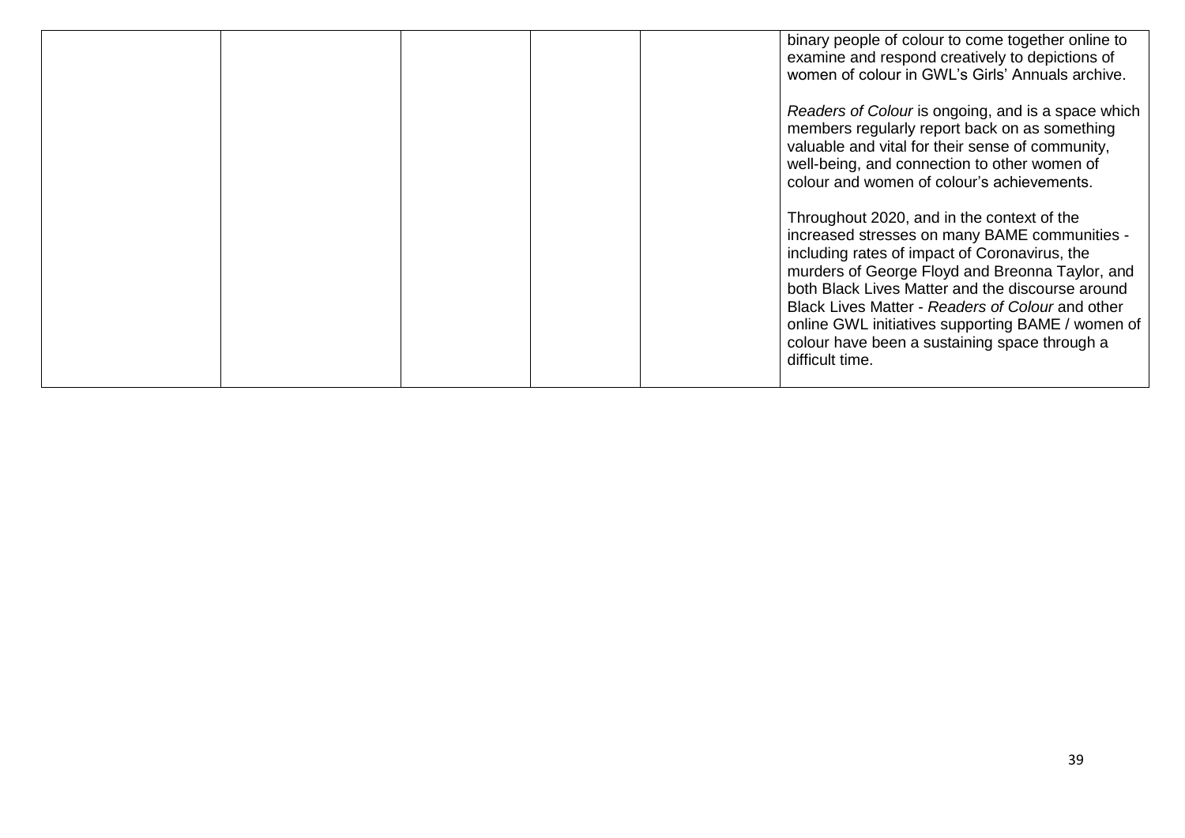| | | | | | |
|---|---|---|---|---|---|
| | | | | | binary people of colour to come together online to examine and respond creatively to depictions of women of colour in GWL's Girls' Annuals archive.<br><br>*Readers of Colour* is ongoing, and is a space which members regularly report back on as something valuable and vital for their sense of community, well-being, and connection to other women of colour and women of colour's achievements.<br><br>Throughout 2020, and in the context of the increased stresses on many BAME communities - including rates of impact of Coronavirus, the murders of George Floyd and Breonna Taylor, and both Black Lives Matter and the discourse around Black Lives Matter - *Readers of Colour* and other online GWL initiatives supporting BAME / women of colour have been a sustaining space through a difficult time. |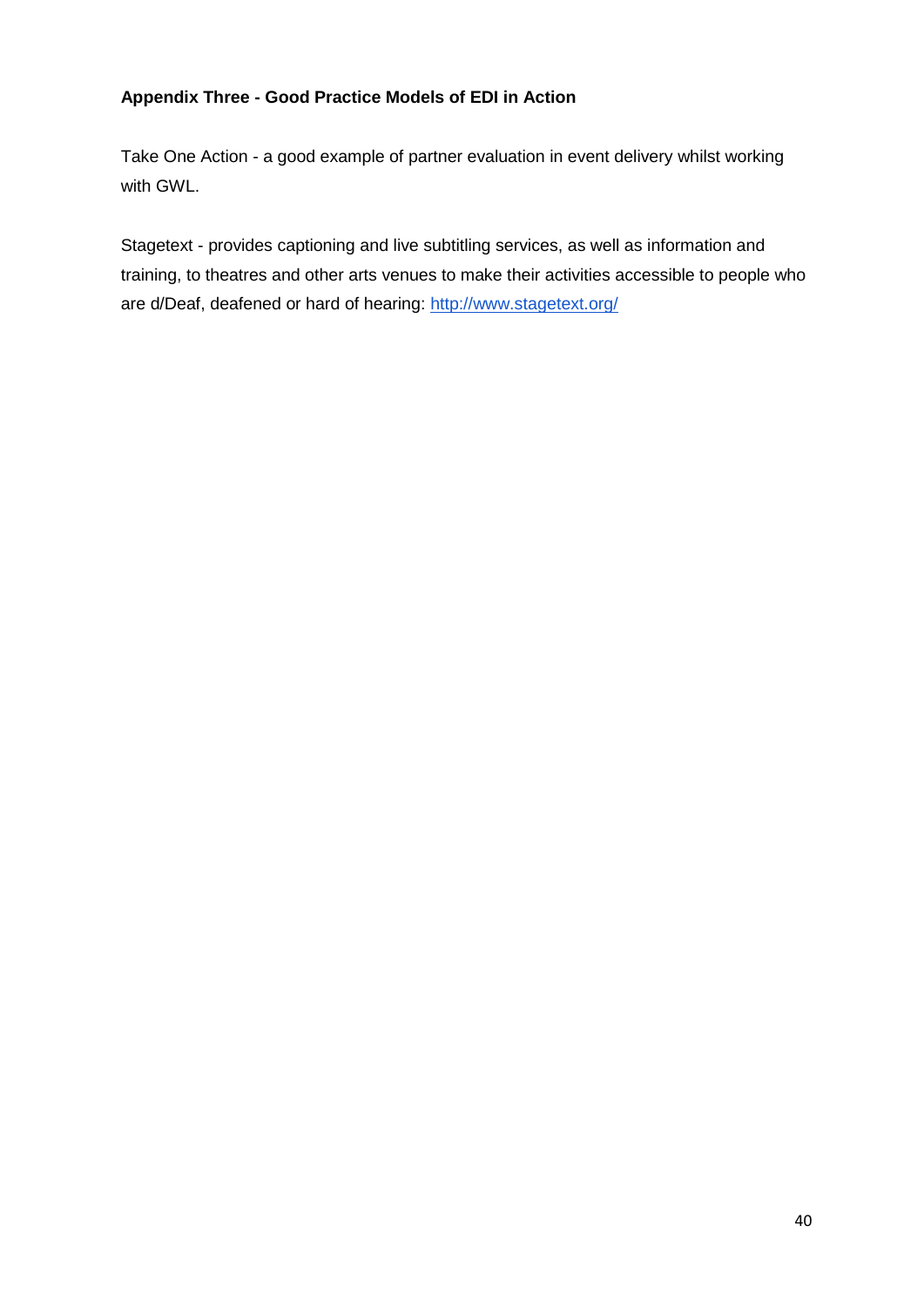## Appendix Three - Good Practice Models of EDI in Action

Take One Action - a good example of partner evaluation in event delivery whilst working with GWL.

Stagetext - provides captioning and live subtitling services, as well as information and training, to theatres and other arts venues to make their activities accessible to people who are d/Deaf, deafened or hard of hearing: [http://www.stagetext.org/](http://www.stagetext.org/)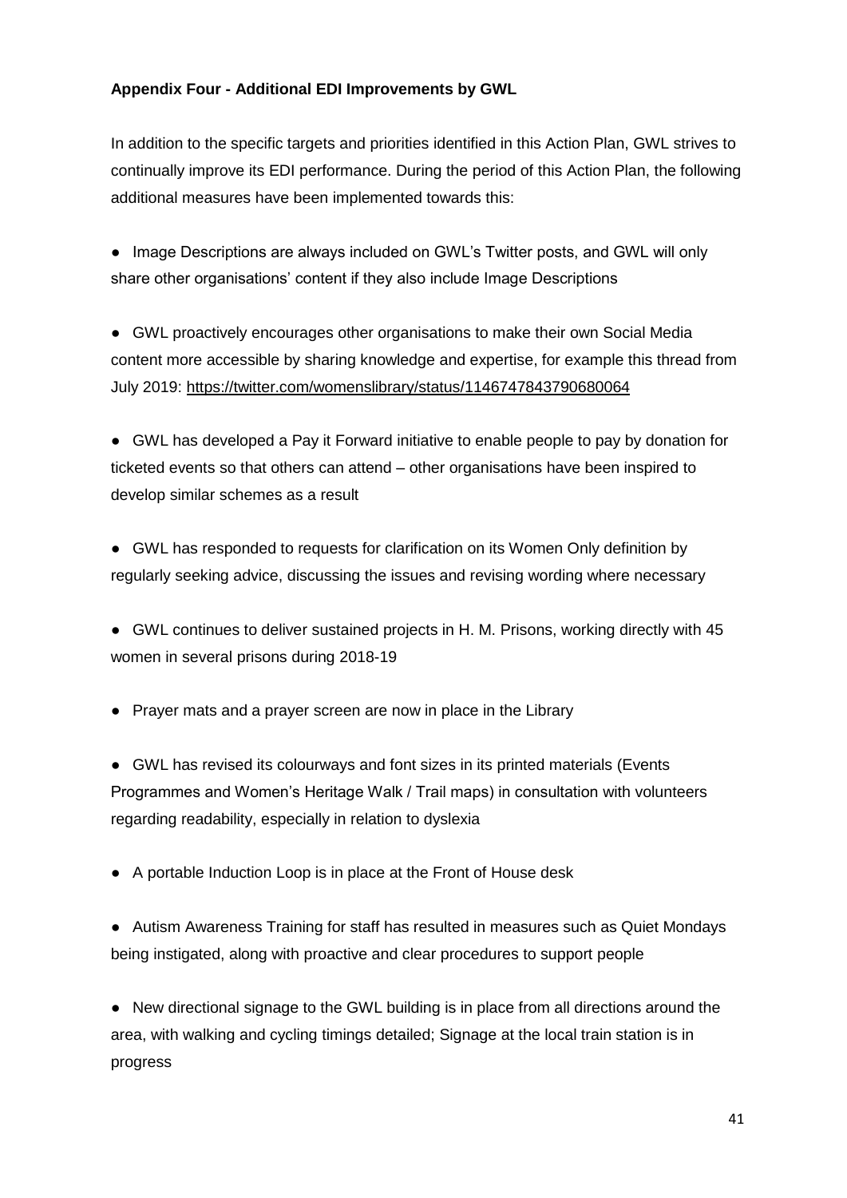**Appendix Four - Additional EDI Improvements by GWL**

In addition to the specific targets and priorities identified in this Action Plan, GWL strives to continually improve its EDI performance. During the period of this Action Plan, the following additional measures have been implemented towards this:

- Image Descriptions are always included on GWL's Twitter posts, and GWL will only share other organisations' content if they also include Image Descriptions

- GWL proactively encourages other organisations to make their own Social Media content more accessible by sharing knowledge and expertise, for example this thread from July 2019: https://twitter.com/womenslibrary/status/1146747843790680064

- GWL has developed a Pay it Forward initiative to enable people to pay by donation for ticketed events so that others can attend – other organisations have been inspired to develop similar schemes as a result

- GWL has responded to requests for clarification on its Women Only definition by regularly seeking advice, discussing the issues and revising wording where necessary

- GWL continues to deliver sustained projects in H. M. Prisons, working directly with 45 women in several prisons during 2018-19

- Prayer mats and a prayer screen are now in place in the Library

- GWL has revised its colourways and font sizes in its printed materials (Events Programmes and Women's Heritage Walk / Trail maps) in consultation with volunteers regarding readability, especially in relation to dyslexia

- A portable Induction Loop is in place at the Front of House desk

- Autism Awareness Training for staff has resulted in measures such as Quiet Mondays being instigated, along with proactive and clear procedures to support people

- New directional signage to the GWL building is in place from all directions around the area, with walking and cycling timings detailed; Signage at the local train station is in progress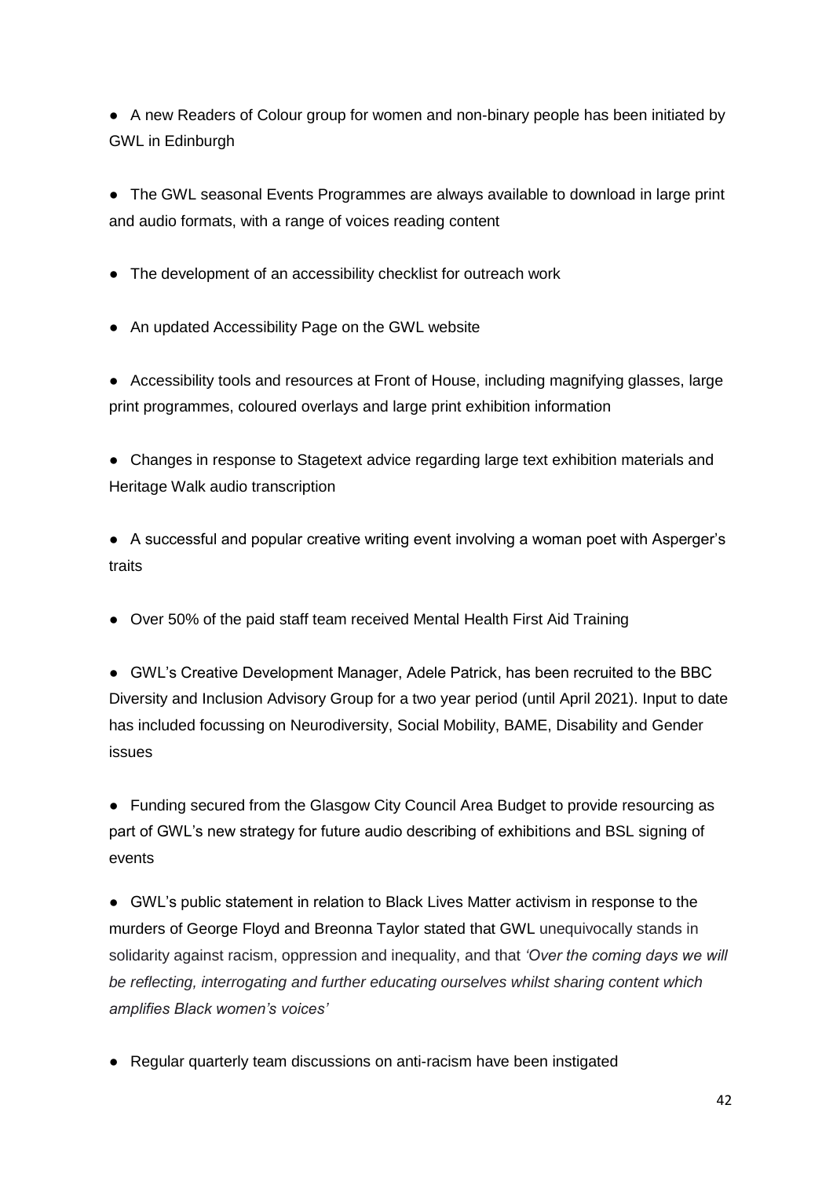- A new Readers of Colour group for women and non-binary people has been initiated by GWL in Edinburgh

- The GWL seasonal Events Programmes are always available to download in large print and audio formats, with a range of voices reading content

- The development of an accessibility checklist for outreach work

- An updated Accessibility Page on the GWL website

- Accessibility tools and resources at Front of House, including magnifying glasses, large print programmes, coloured overlays and large print exhibition information

- Changes in response to Stagetext advice regarding large text exhibition materials and Heritage Walk audio transcription

- A successful and popular creative writing event involving a woman poet with Asperger's traits

- Over 50% of the paid staff team received Mental Health First Aid Training

- GWL's Creative Development Manager, Adele Patrick, has been recruited to the BBC Diversity and Inclusion Advisory Group for a two year period (until April 2021). Input to date has included focussing on Neurodiversity, Social Mobility, BAME, Disability and Gender issues

- Funding secured from the Glasgow City Council Area Budget to provide resourcing as part of GWL's new strategy for future audio describing of exhibitions and BSL signing of events

- GWL's public statement in relation to Black Lives Matter activism in response to the murders of George Floyd and Breonna Taylor stated that GWL unequivocally stands in solidarity against racism, oppression and inequality, and that *'Over the coming days we will be reflecting, interrogating and further educating ourselves whilst sharing content which amplifies Black women's voices'*

- Regular quarterly team discussions on anti-racism have been instigated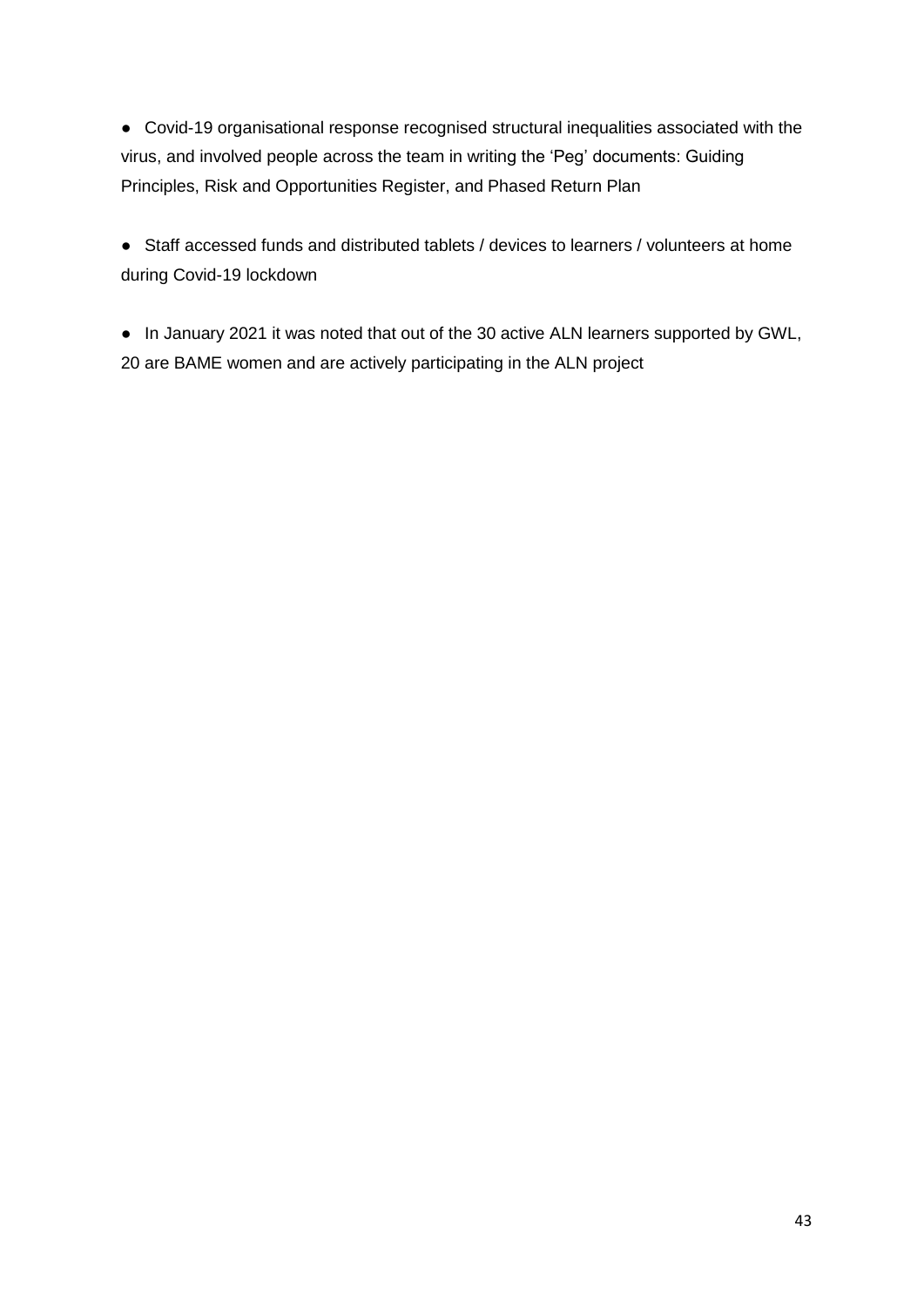- Covid-19 organisational response recognised structural inequalities associated with the virus, and involved people across the team in writing the 'Peg' documents: Guiding Principles, Risk and Opportunities Register, and Phased Return Plan

- Staff accessed funds and distributed tablets / devices to learners / volunteers at home during Covid-19 lockdown

- In January 2021 it was noted that out of the 30 active ALN learners supported by GWL, 20 are BAME women and are actively participating in the ALN project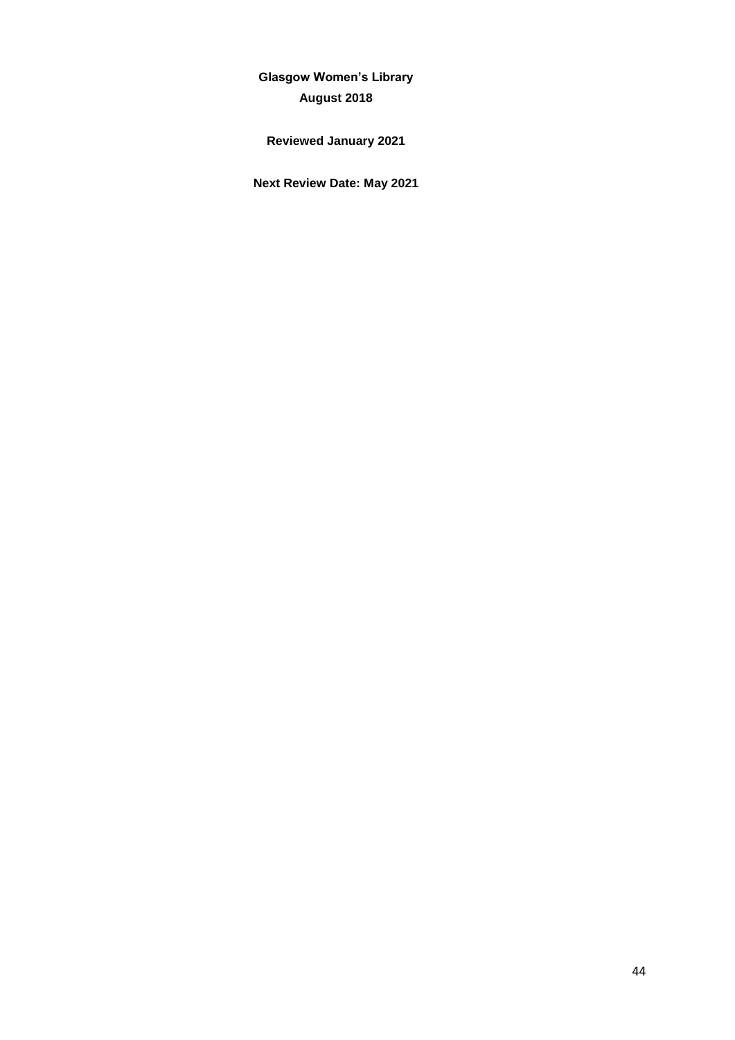**Glasgow Women's Library**

**August 2018**

**Reviewed January 2021**

**Next Review Date: May 2021**